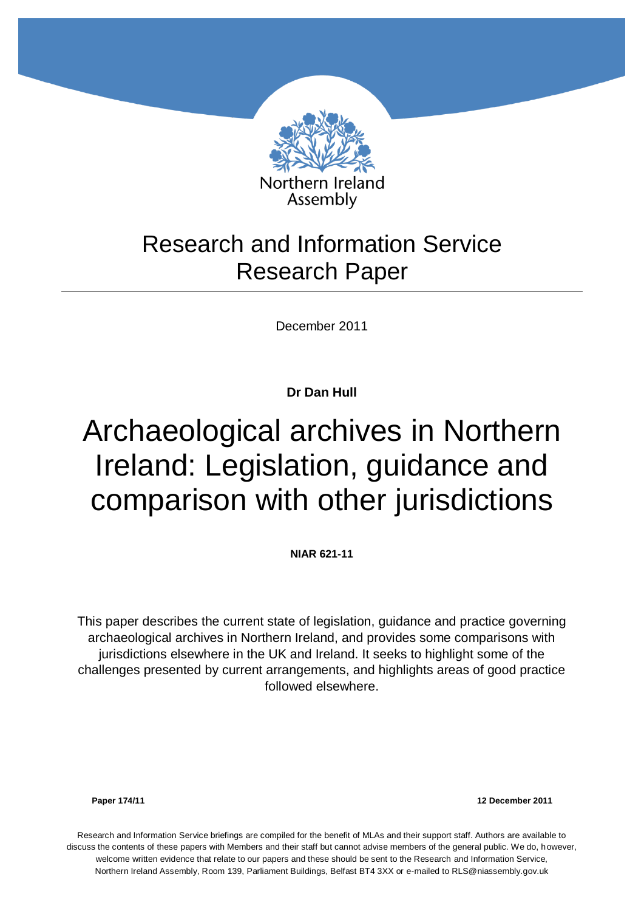Northern Ireland Assembly

# Research and Information Service Research Paper

December 2011

**Dr Dan Hull**

# Archaeological archives in Northern Ireland: Legislation, guidance and comparison with other jurisdictions

**NIAR 621-11**

This paper describes the current state of legislation, guidance and practice governing archaeological archives in Northern Ireland, and provides some comparisons with jurisdictions elsewhere in the UK and Ireland. It seeks to highlight some of the challenges presented by current arrangements, and highlights areas of good practice followed elsewhere.

**Paper 174/11** **12 December 2011**

Research and Information Service briefings are compiled for the benefit of MLAs and their support staff. Authors are available to discuss the contents of these papers with Members and their staff but cannot advise members of the general public. We do, however, welcome written evidence that relate to our papers and these should be sent to the Research and Information Service, Northern Ireland Assembly, Room 139, Parliament Buildings, Belfast BT4 3XX or e-mailed to RLS@niassembly.gov.uk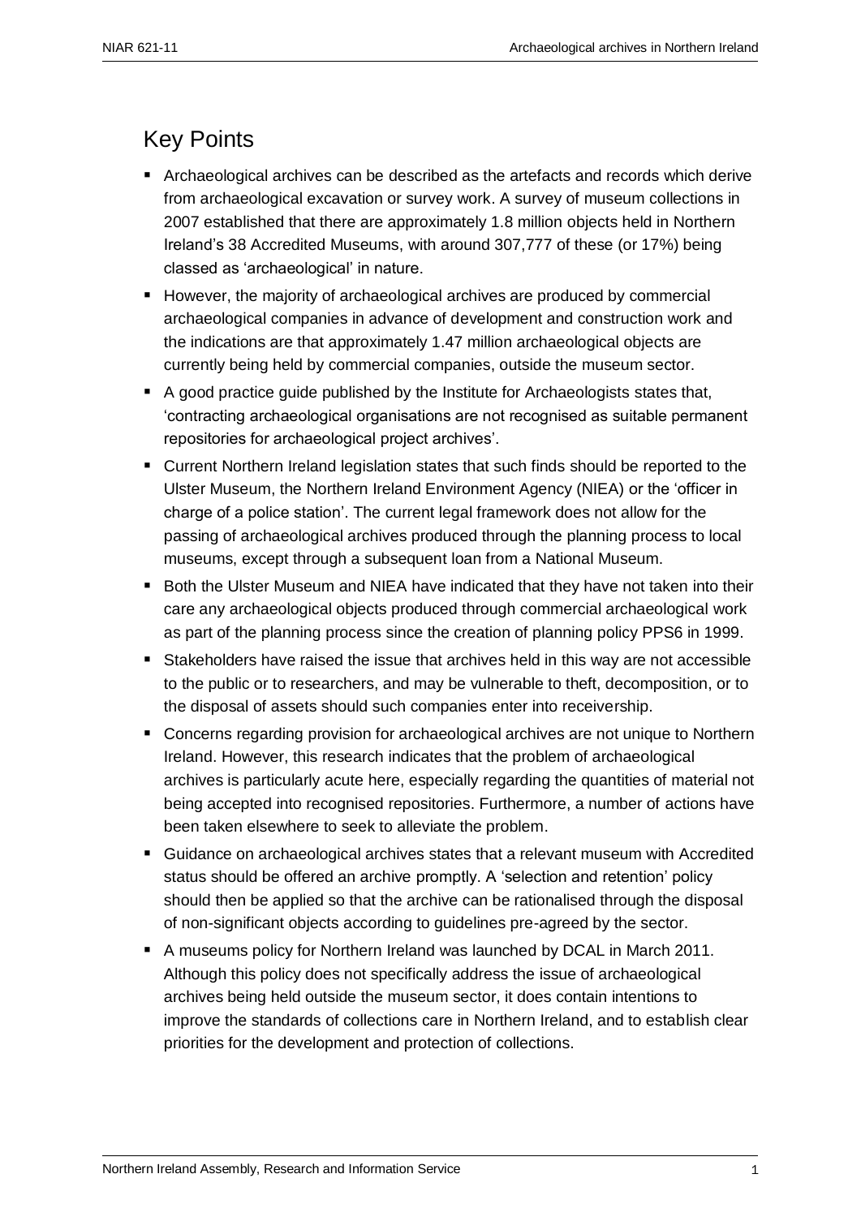## Key Points

- Archaeological archives can be described as the artefacts and records which derive from archaeological excavation or survey work. A survey of museum collections in 2007 established that there are approximately 1.8 million objects held in Northern Ireland's 38 Accredited Museums, with around 307,777 of these (or 17%) being classed as 'archaeological' in nature.
- However, the majority of archaeological archives are produced by commercial archaeological companies in advance of development and construction work and the indications are that approximately 1.47 million archaeological objects are currently being held by commercial companies, outside the museum sector.
- A good practice guide published by the Institute for Archaeologists states that, 'contracting archaeological organisations are not recognised as suitable permanent repositories for archaeological project archives'.
- Current Northern Ireland legislation states that such finds should be reported to the Ulster Museum, the Northern Ireland Environment Agency (NIEA) or the 'officer in charge of a police station'. The current legal framework does not allow for the passing of archaeological archives produced through the planning process to local museums, except through a subsequent loan from a National Museum.
- Both the Ulster Museum and NIEA have indicated that they have not taken into their care any archaeological objects produced through commercial archaeological work as part of the planning process since the creation of planning policy PPS6 in 1999.
- Stakeholders have raised the issue that archives held in this way are not accessible to the public or to researchers, and may be vulnerable to theft, decomposition, or to the disposal of assets should such companies enter into receivership.
- Concerns regarding provision for archaeological archives are not unique to Northern Ireland. However, this research indicates that the problem of archaeological archives is particularly acute here, especially regarding the quantities of material not being accepted into recognised repositories. Furthermore, a number of actions have been taken elsewhere to seek to alleviate the problem.
- Guidance on archaeological archives states that a relevant museum with Accredited status should be offered an archive promptly. A 'selection and retention' policy should then be applied so that the archive can be rationalised through the disposal of non-significant objects according to guidelines pre-agreed by the sector.
- A museums policy for Northern Ireland was launched by DCAL in March 2011. Although this policy does not specifically address the issue of archaeological archives being held outside the museum sector, it does contain intentions to improve the standards of collections care in Northern Ireland, and to establish clear priorities for the development and protection of collections.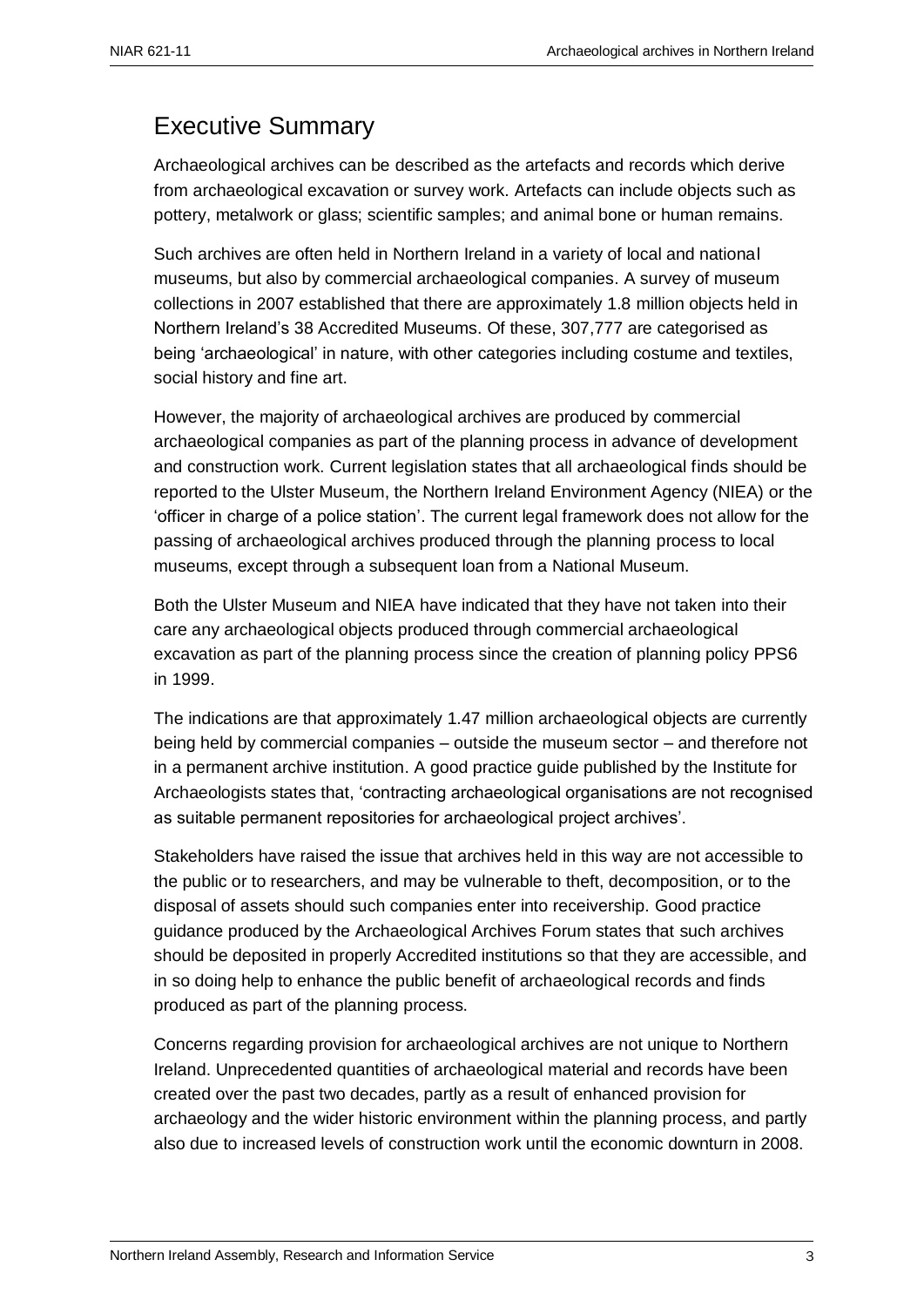## Executive Summary

Archaeological archives can be described as the artefacts and records which derive from archaeological excavation or survey work. Artefacts can include objects such as pottery, metalwork or glass; scientific samples; and animal bone or human remains.

Such archives are often held in Northern Ireland in a variety of local and national museums, but also by commercial archaeological companies. A survey of museum collections in 2007 established that there are approximately 1.8 million objects held in Northern Ireland's 38 Accredited Museums. Of these, 307,777 are categorised as being 'archaeological' in nature, with other categories including costume and textiles, social history and fine art.

However, the majority of archaeological archives are produced by commercial archaeological companies as part of the planning process in advance of development and construction work. Current legislation states that all archaeological finds should be reported to the Ulster Museum, the Northern Ireland Environment Agency (NIEA) or the 'officer in charge of a police station'. The current legal framework does not allow for the passing of archaeological archives produced through the planning process to local museums, except through a subsequent loan from a National Museum.

Both the Ulster Museum and NIEA have indicated that they have not taken into their care any archaeological objects produced through commercial archaeological excavation as part of the planning process since the creation of planning policy PPS6 in 1999.

The indications are that approximately 1.47 million archaeological objects are currently being held by commercial companies – outside the museum sector – and therefore not in a permanent archive institution. A good practice guide published by the Institute for Archaeologists states that, 'contracting archaeological organisations are not recognised as suitable permanent repositories for archaeological project archives'.

Stakeholders have raised the issue that archives held in this way are not accessible to the public or to researchers, and may be vulnerable to theft, decomposition, or to the disposal of assets should such companies enter into receivership. Good practice guidance produced by the Archaeological Archives Forum states that such archives should be deposited in properly Accredited institutions so that they are accessible, and in so doing help to enhance the public benefit of archaeological records and finds produced as part of the planning process.

Concerns regarding provision for archaeological archives are not unique to Northern Ireland. Unprecedented quantities of archaeological material and records have been created over the past two decades, partly as a result of enhanced provision for archaeology and the wider historic environment within the planning process, and partly also due to increased levels of construction work until the economic downturn in 2008.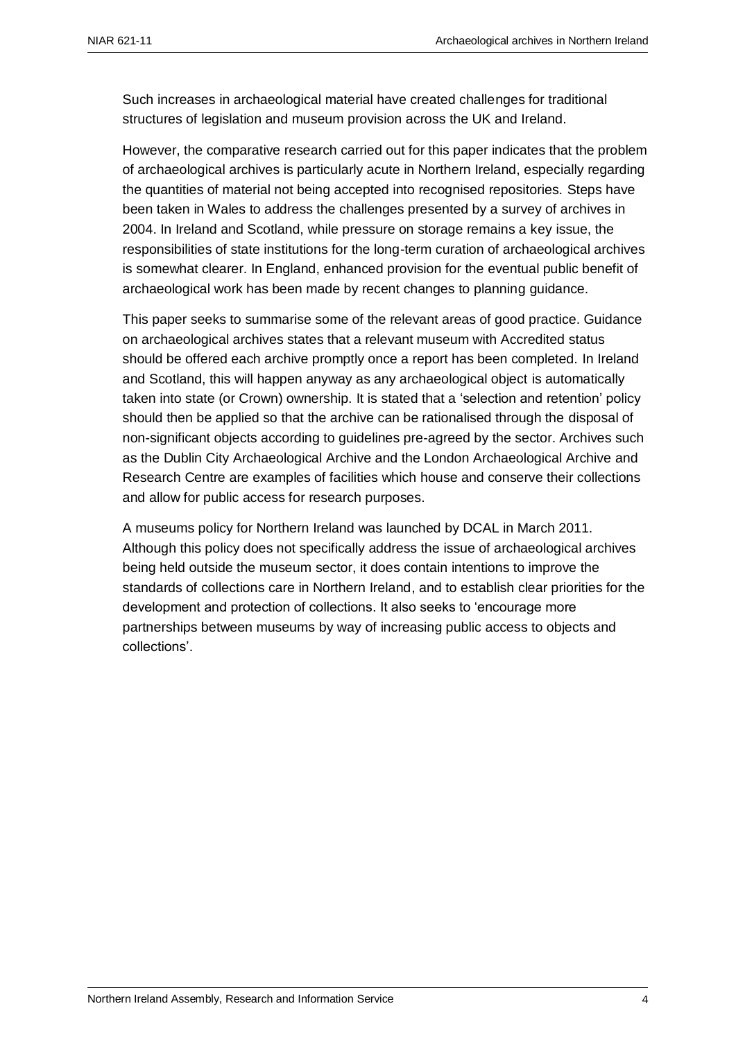Such increases in archaeological material have created challenges for traditional structures of legislation and museum provision across the UK and Ireland.

However, the comparative research carried out for this paper indicates that the problem of archaeological archives is particularly acute in Northern Ireland, especially regarding the quantities of material not being accepted into recognised repositories. Steps have been taken in Wales to address the challenges presented by a survey of archives in 2004. In Ireland and Scotland, while pressure on storage remains a key issue, the responsibilities of state institutions for the long-term curation of archaeological archives is somewhat clearer. In England, enhanced provision for the eventual public benefit of archaeological work has been made by recent changes to planning guidance.

This paper seeks to summarise some of the relevant areas of good practice. Guidance on archaeological archives states that a relevant museum with Accredited status should be offered each archive promptly once a report has been completed. In Ireland and Scotland, this will happen anyway as any archaeological object is automatically taken into state (or Crown) ownership. It is stated that a 'selection and retention' policy should then be applied so that the archive can be rationalised through the disposal of non-significant objects according to guidelines pre-agreed by the sector. Archives such as the Dublin City Archaeological Archive and the London Archaeological Archive and Research Centre are examples of facilities which house and conserve their collections and allow for public access for research purposes.

A museums policy for Northern Ireland was launched by DCAL in March 2011. Although this policy does not specifically address the issue of archaeological archives being held outside the museum sector, it does contain intentions to improve the standards of collections care in Northern Ireland, and to establish clear priorities for the development and protection of collections. It also seeks to 'encourage more partnerships between museums by way of increasing public access to objects and collections'.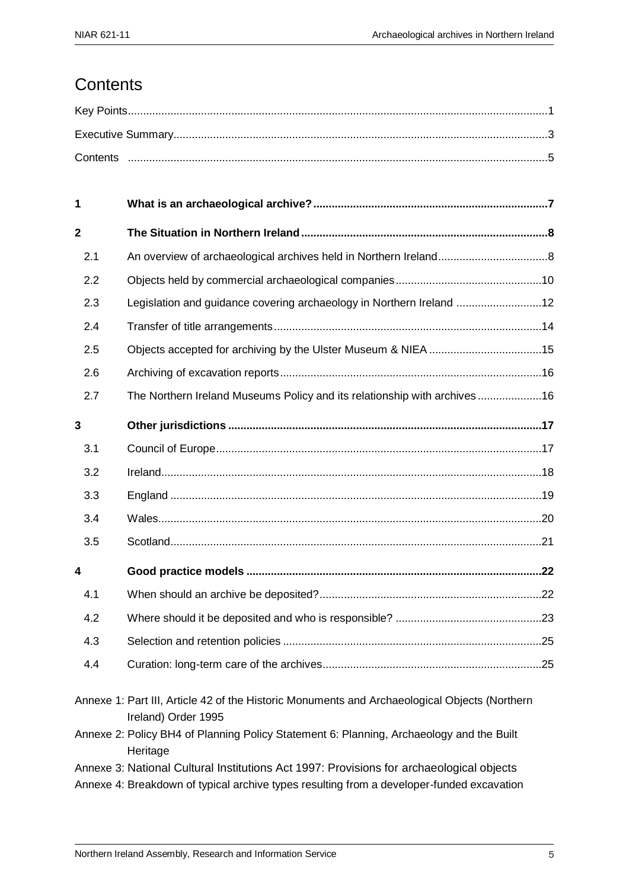# Contents

Key Points........................................................................................................................................1

Executive Summary.........................................................................................................................3

Contents .........................................................................................................................................5

| | | |
|---|---|---|
| **1** | **What is an archaeological archive?** | **7** |
| **2** | **The Situation in Northern Ireland** | **8** |
| 2.1 | An overview of archaeological archives held in Northern Ireland | 8 |
| 2.2 | Objects held by commercial archaeological companies | 10 |
| 2.3 | Legislation and guidance covering archaeology in Northern Ireland | 12 |
| 2.4 | Transfer of title arrangements | 14 |
| 2.5 | Objects accepted for archiving by the Ulster Museum & NIEA | 15 |
| 2.6 | Archiving of excavation reports | 16 |
| 2.7 | The Northern Ireland Museums Policy and its relationship with archives | 16 |
| **3** | **Other jurisdictions** | **17** |
| 3.1 | Council of Europe | 17 |
| 3.2 | Ireland | 18 |
| 3.3 | England | 19 |
| 3.4 | Wales | 20 |
| 3.5 | Scotland | 21 |
| **4** | **Good practice models** | **22** |
| 4.1 | When should an archive be deposited? | 22 |
| 4.2 | Where should it be deposited and who is responsible? | 23 |
| 4.3 | Selection and retention policies | 25 |
| 4.4 | Curation: long-term care of the archives | 25 |

Annexe 1: Part III, Article 42 of the Historic Monuments and Archaeological Objects (Northern Ireland) Order 1995

Annexe 2: Policy BH4 of Planning Policy Statement 6: Planning, Archaeology and the Built Heritage

Annexe 3: National Cultural Institutions Act 1997: Provisions for archaeological objects

Annexe 4: Breakdown of typical archive types resulting from a developer-funded excavation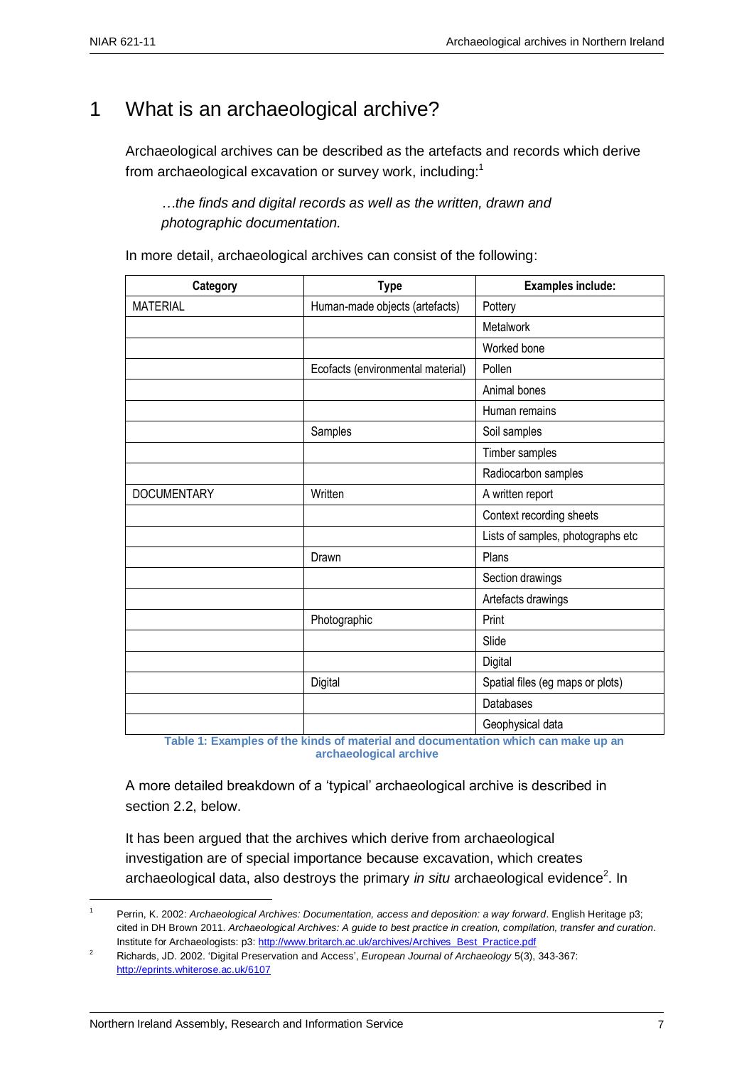# 1 What is an archaeological archive?

Archaeological archives can be described as the artefacts and records which derive from archaeological excavation or survey work, including:[1]

> *…the finds and digital records as well as the written, drawn and photographic documentation.*

In more detail, archaeological archives can consist of the following:

| Category | Type | Examples include: |
|---|---|---|
| MATERIAL | Human-made objects (artefacts) | Pottery |
| | | Metalwork |
| | | Worked bone |
| | Ecofacts (environmental material) | Pollen |
| | | Animal bones |
| | | Human remains |
| | Samples | Soil samples |
| | | Timber samples |
| | | Radiocarbon samples |
| DOCUMENTARY | Written | A written report |
| | | Context recording sheets |
| | | Lists of samples, photographs etc |
| | Drawn | Plans |
| | | Section drawings |
| | | Artefacts drawings |
| | Photographic | Print |
| | | Slide |
| | | Digital |
| | Digital | Spatial files (eg maps or plots) |
| | | Databases |
| | | Geophysical data |

**Table 1: Examples of the kinds of material and documentation which can make up an archaeological archive**

A more detailed breakdown of a 'typical' archaeological archive is described in section 2.2, below.

It has been argued that the archives which derive from archaeological investigation are of special importance because excavation, which creates archaeological data, also destroys the primary *in situ* archaeological evidence[2]. In

---

[1] Perrin, K. 2002: *Archaeological Archives: Documentation, access and deposition: a way forward*. English Heritage p3; cited in DH Brown 2011. *Archaeological Archives: A guide to best practice in creation, compilation, transfer and curation*. Institute for Archaeologists: p3: http://www.britarch.ac.uk/archives/Archives_Best_Practice.pdf

[2] Richards, JD. 2002. 'Digital Preservation and Access', *European Journal of Archaeology* 5(3), 343-367: http://eprints.whiterose.ac.uk/6107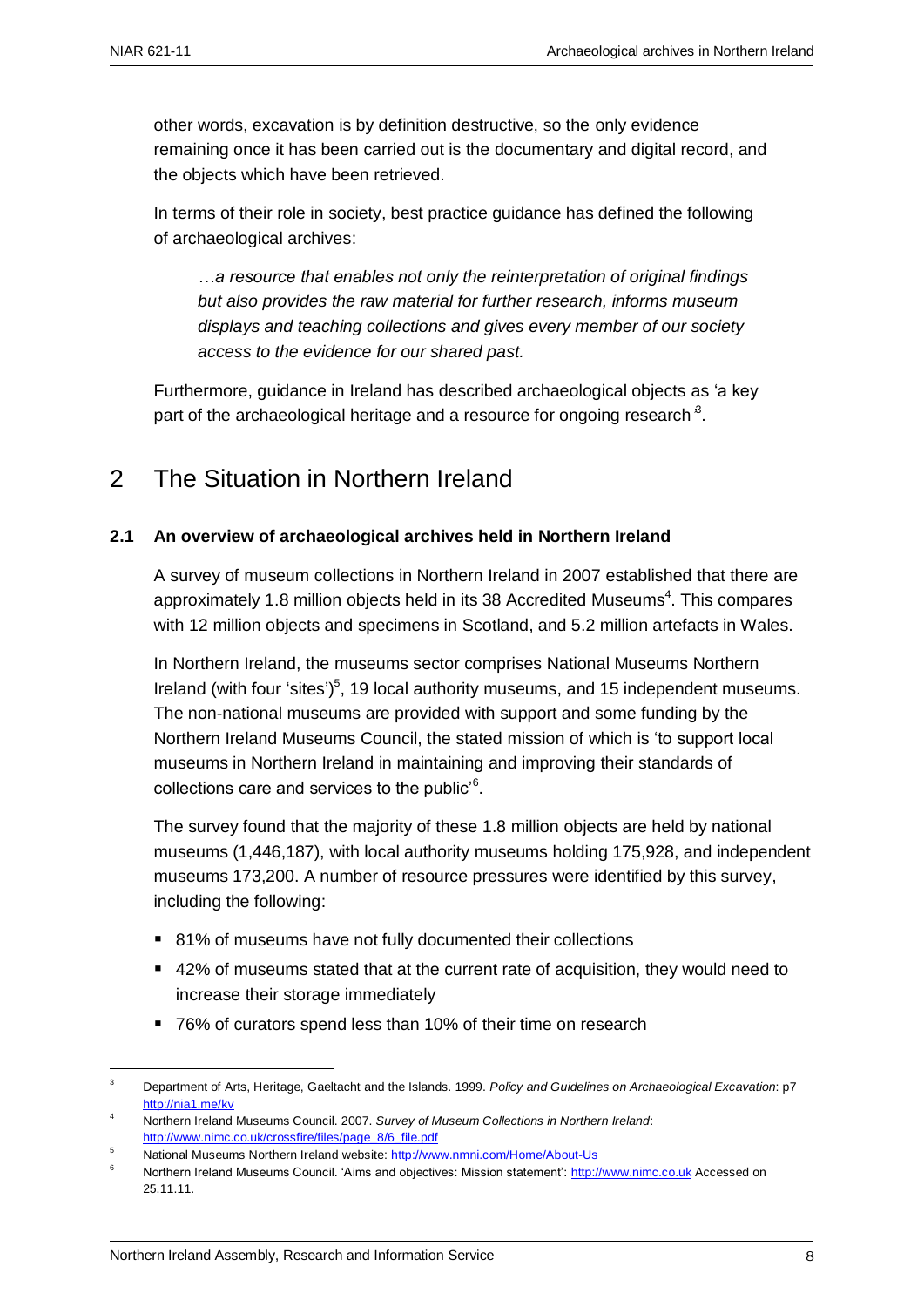other words, excavation is by definition destructive, so the only evidence remaining once it has been carried out is the documentary and digital record, and the objects which have been retrieved.

In terms of their role in society, best practice guidance has defined the following of archaeological archives:

> *…a resource that enables not only the reinterpretation of original findings but also provides the raw material for further research, informs museum displays and teaching collections and gives every member of our society access to the evidence for our shared past.*

Furthermore, guidance in Ireland has described archaeological objects as 'a key part of the archaeological heritage and a resource for ongoing research'[3].

# 2 The Situation in Northern Ireland

## 2.1 An overview of archaeological archives held in Northern Ireland

A survey of museum collections in Northern Ireland in 2007 established that there are approximately 1.8 million objects held in its 38 Accredited Museums[4]. This compares with 12 million objects and specimens in Scotland, and 5.2 million artefacts in Wales.

In Northern Ireland, the museums sector comprises National Museums Northern Ireland (with four 'sites')[5], 19 local authority museums, and 15 independent museums. The non-national museums are provided with support and some funding by the Northern Ireland Museums Council, the stated mission of which is 'to support local museums in Northern Ireland in maintaining and improving their standards of collections care and services to the public'[6].

The survey found that the majority of these 1.8 million objects are held by national museums (1,446,187), with local authority museums holding 175,928, and independent museums 173,200. A number of resource pressures were identified by this survey, including the following:

- 81% of museums have not fully documented their collections
- 42% of museums stated that at the current rate of acquisition, they would need to increase their storage immediately
- 76% of curators spend less than 10% of their time on research

---

[3] Department of Arts, Heritage, Gaeltacht and the Islands. 1999. *Policy and Guidelines on Archaeological Excavation*: p7 http://nia1.me/kv

[4] Northern Ireland Museums Council. 2007. *Survey of Museum Collections in Northern Ireland*: http://www.nimc.co.uk/crossfire/files/page_8/6_file.pdf

[5] National Museums Northern Ireland website: http://www.nmni.com/Home/About-Us

[6] Northern Ireland Museums Council. 'Aims and objectives: Mission statement': http://www.nimc.co.uk Accessed on 25.11.11.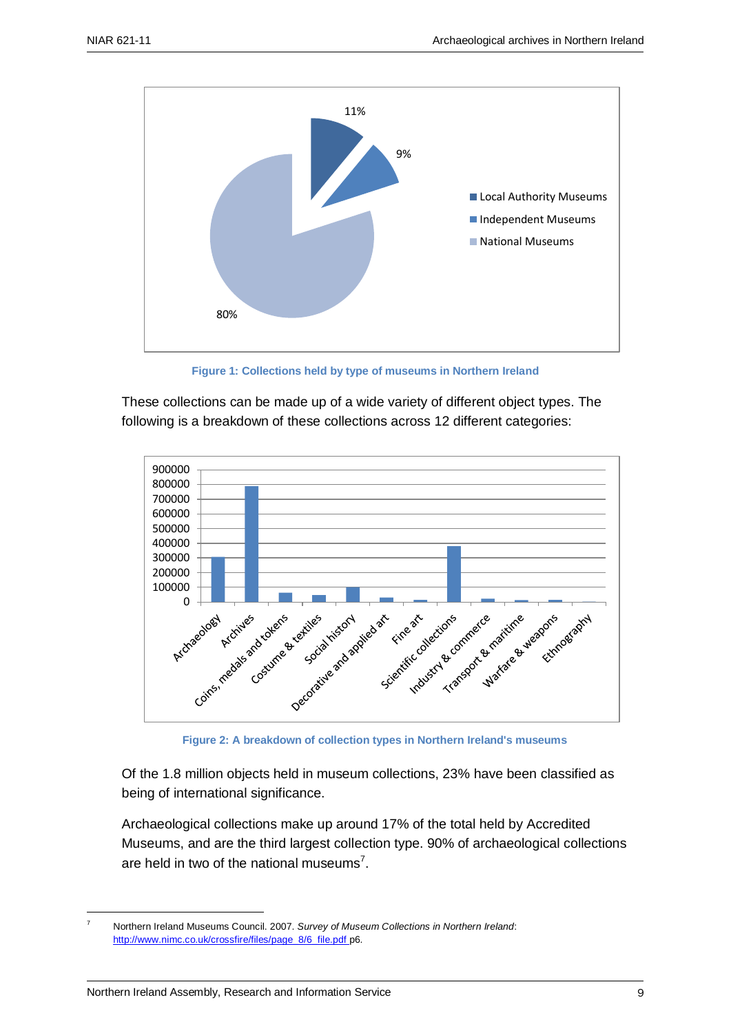Figure 1: Collections held by type of museums in Northern Ireland

These collections can be made up of a wide variety of different object types. The following is a breakdown of these collections across 12 different categories:

Figure 2: A breakdown of collection types in Northern Ireland's museums

Of the 1.8 million objects held in museum collections, 23% have been classified as being of international significance.

Archaeological collections make up around 17% of the total held by Accredited Museums, and are the third largest collection type. 90% of archaeological collections are held in two of the national museums[7].

---

[7] Northern Ireland Museums Council. 2007. *Survey of Museum Collections in Northern Ireland*: http://www.nimc.co.uk/crossfire/files/page_8/6_file.pdf p6.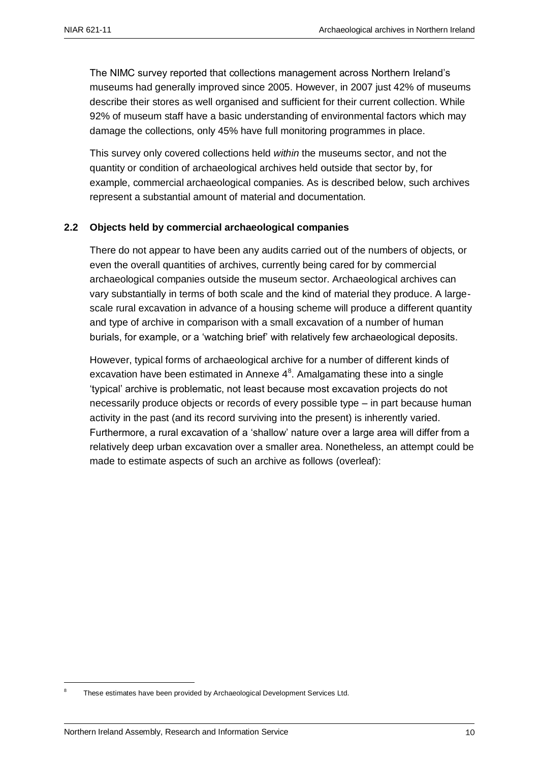The NIMC survey reported that collections management across Northern Ireland's museums had generally improved since 2005. However, in 2007 just 42% of museums describe their stores as well organised and sufficient for their current collection. While 92% of museum staff have a basic understanding of environmental factors which may damage the collections, only 45% have full monitoring programmes in place.

This survey only covered collections held *within* the museums sector, and not the quantity or condition of archaeological archives held outside that sector by, for example, commercial archaeological companies. As is described below, such archives represent a substantial amount of material and documentation.

### 2.2 Objects held by commercial archaeological companies

There do not appear to have been any audits carried out of the numbers of objects, or even the overall quantities of archives, currently being cared for by commercial archaeological companies outside the museum sector. Archaeological archives can vary substantially in terms of both scale and the kind of material they produce. A large-scale rural excavation in advance of a housing scheme will produce a different quantity and type of archive in comparison with a small excavation of a number of human burials, for example, or a 'watching brief' with relatively few archaeological deposits.

However, typical forms of archaeological archive for a number of different kinds of excavation have been estimated in Annexe 4[8]. Amalgamating these into a single 'typical' archive is problematic, not least because most excavation projects do not necessarily produce objects or records of every possible type – in part because human activity in the past (and its record surviving into the present) is inherently varied. Furthermore, a rural excavation of a 'shallow' nature over a large area will differ from a relatively deep urban excavation over a smaller area. Nonetheless, an attempt could be made to estimate aspects of such an archive as follows (overleaf):

[8] These estimates have been provided by Archaeological Development Services Ltd.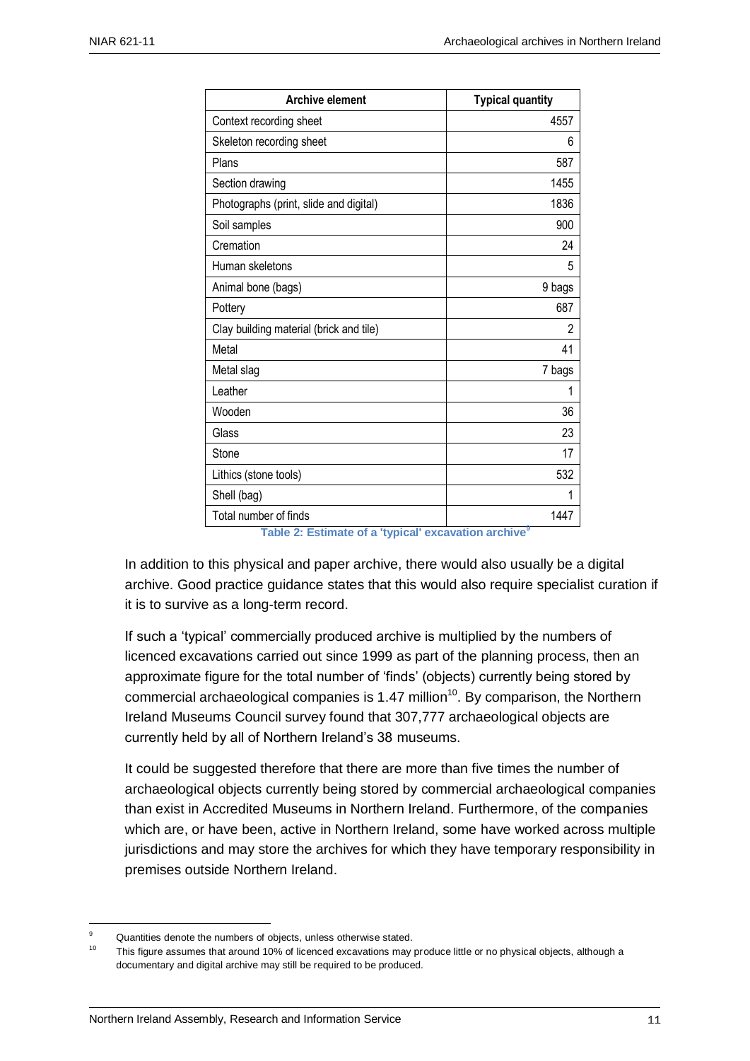| Archive element | Typical quantity |
|---|---|
| Context recording sheet | 4557 |
| Skeleton recording sheet | 6 |
| Plans | 587 |
| Section drawing | 1455 |
| Photographs (print, slide and digital) | 1836 |
| Soil samples | 900 |
| Cremation | 24 |
| Human skeletons | 5 |
| Animal bone (bags) | 9 bags |
| Pottery | 687 |
| Clay building material (brick and tile) | 2 |
| Metal | 41 |
| Metal slag | 7 bags |
| Leather | 1 |
| Wooden | 36 |
| Glass | 23 |
| Stone | 17 |
| Lithics (stone tools) | 532 |
| Shell (bag) | 1 |
| Total number of finds | 1447 |

**Table 2: Estimate of a 'typical' excavation archive**[9]

In addition to this physical and paper archive, there would also usually be a digital archive. Good practice guidance states that this would also require specialist curation if it is to survive as a long-term record.

If such a 'typical' commercially produced archive is multiplied by the numbers of licenced excavations carried out since 1999 as part of the planning process, then an approximate figure for the total number of 'finds' (objects) currently being stored by commercial archaeological companies is 1.47 million[10]. By comparison, the Northern Ireland Museums Council survey found that 307,777 archaeological objects are currently held by all of Northern Ireland's 38 museums.

It could be suggested therefore that there are more than five times the number of archaeological objects currently being stored by commercial archaeological companies than exist in Accredited Museums in Northern Ireland. Furthermore, of the companies which are, or have been, active in Northern Ireland, some have worked across multiple jurisdictions and may store the archives for which they have temporary responsibility in premises outside Northern Ireland.

---

[9] Quantities denote the numbers of objects, unless otherwise stated.

[10] This figure assumes that around 10% of licenced excavations may produce little or no physical objects, although a documentary and digital archive may still be required to be produced.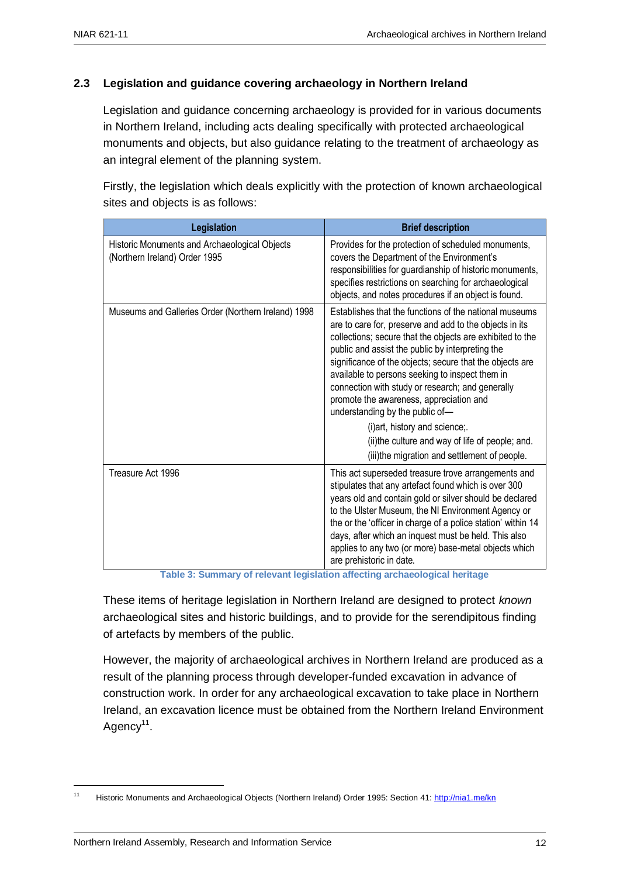## 2.3 Legislation and guidance covering archaeology in Northern Ireland

Legislation and guidance concerning archaeology is provided for in various documents in Northern Ireland, including acts dealing specifically with protected archaeological monuments and objects, but also guidance relating to the treatment of archaeology as an integral element of the planning system.

Firstly, the legislation which deals explicitly with the protection of known archaeological sites and objects is as follows:

| Legislation | Brief description |
|---|---|
| Historic Monuments and Archaeological Objects (Northern Ireland) Order 1995 | Provides for the protection of scheduled monuments, covers the Department of the Environment's responsibilities for guardianship of historic monuments, specifies restrictions on searching for archaeological objects, and notes procedures if an object is found. |
| Museums and Galleries Order (Northern Ireland) 1998 | Establishes that the functions of the national museums are to care for, preserve and add to the objects in its collections; secure that the objects are exhibited to the public and assist the public by interpreting the significance of the objects; secure that the objects are available to persons seeking to inspect them in connection with study or research; and generally promote the awareness, appreciation and understanding by the public of— (i)art, history and science;. (ii)the culture and way of life of people; and. (iii)the migration and settlement of people. |
| Treasure Act 1996 | This act superseded treasure trove arrangements and stipulates that any artefact found which is over 300 years old and contain gold or silver should be declared to the Ulster Museum, the NI Environment Agency or the or the 'officer in charge of a police station' within 14 days, after which an inquest must be held. This also applies to any two (or more) base-metal objects which are prehistoric in date. |

**Table 3: Summary of relevant legislation affecting archaeological heritage**

These items of heritage legislation in Northern Ireland are designed to protect *known* archaeological sites and historic buildings, and to provide for the serendipitous finding of artefacts by members of the public.

However, the majority of archaeological archives in Northern Ireland are produced as a result of the planning process through developer-funded excavation in advance of construction work. In order for any archaeological excavation to take place in Northern Ireland, an excavation licence must be obtained from the Northern Ireland Environment Agency[11].

[11] Historic Monuments and Archaeological Objects (Northern Ireland) Order 1995: Section 41: http://nia1.me/kn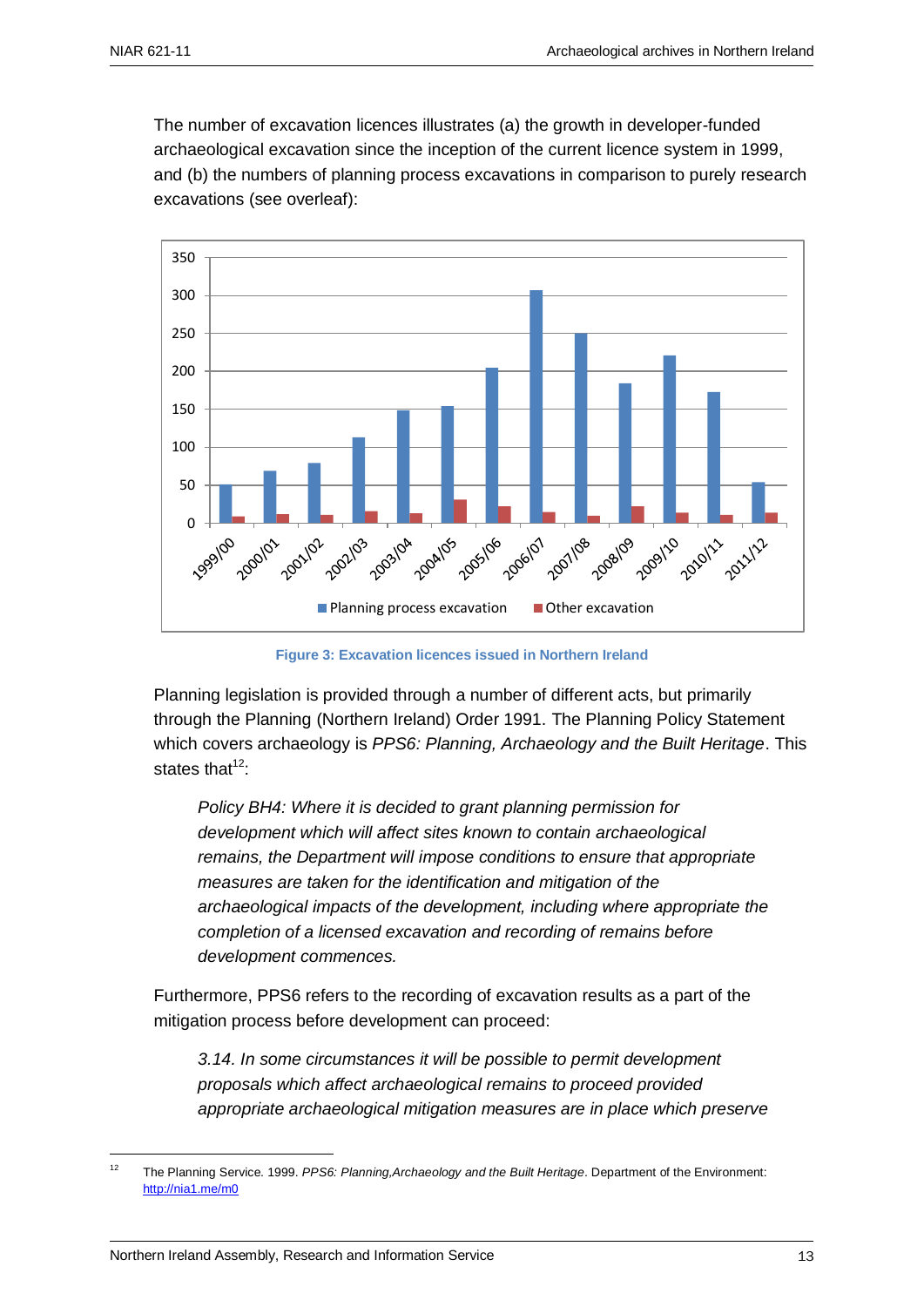The number of excavation licences illustrates (a) the growth in developer-funded archaeological excavation since the inception of the current licence system in 1999, and (b) the numbers of planning process excavations in comparison to purely research excavations (see overleaf):

**Figure 3: Excavation licences issued in Northern Ireland**

Planning legislation is provided through a number of different acts, but primarily through the Planning (Northern Ireland) Order 1991. The Planning Policy Statement which covers archaeology is *PPS6: Planning, Archaeology and the Built Heritage*. This states that[12]:

> *Policy BH4: Where it is decided to grant planning permission for development which will affect sites known to contain archaeological remains, the Department will impose conditions to ensure that appropriate measures are taken for the identification and mitigation of the archaeological impacts of the development, including where appropriate the completion of a licensed excavation and recording of remains before development commences.*

Furthermore, PPS6 refers to the recording of excavation results as a part of the mitigation process before development can proceed:

> *3.14. In some circumstances it will be possible to permit development proposals which affect archaeological remains to proceed provided appropriate archaeological mitigation measures are in place which preserve*

---

[12] The Planning Service. 1999. *PPS6: Planning,Archaeology and the Built Heritage*. Department of the Environment: http://nia1.me/m0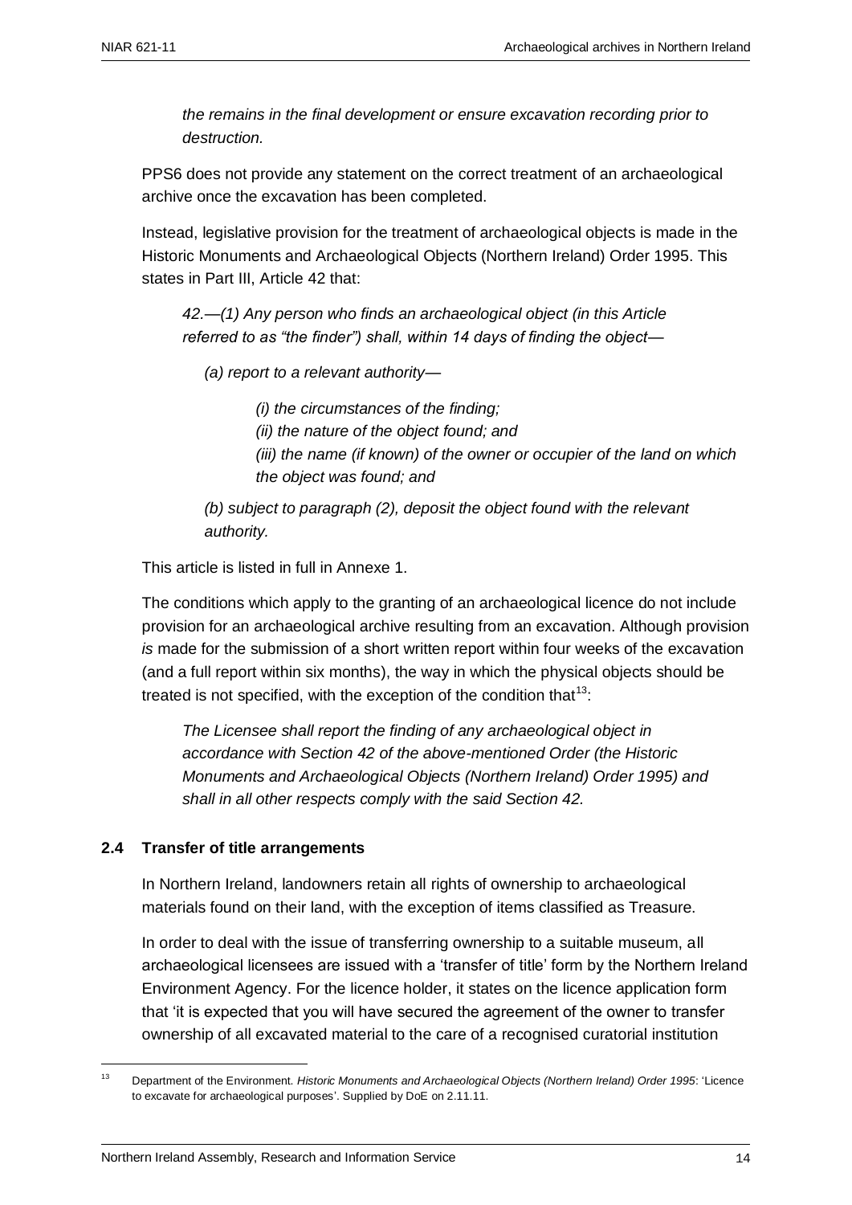*the remains in the final development or ensure excavation recording prior to destruction.*

PPS6 does not provide any statement on the correct treatment of an archaeological archive once the excavation has been completed.

Instead, legislative provision for the treatment of archaeological objects is made in the Historic Monuments and Archaeological Objects (Northern Ireland) Order 1995. This states in Part III, Article 42 that:

> *42.—(1) Any person who finds an archaeological object (in this Article referred to as "the finder") shall, within 14 days of finding the object—*
>
> *(a) report to a relevant authority—*
>
> *(i) the circumstances of the finding;*
> *(ii) the nature of the object found; and*
> *(iii) the name (if known) of the owner or occupier of the land on which the object was found; and*
>
> *(b) subject to paragraph (2), deposit the object found with the relevant authority.*

This article is listed in full in Annexe 1.

The conditions which apply to the granting of an archaeological licence do not include provision for an archaeological archive resulting from an excavation. Although provision *is* made for the submission of a short written report within four weeks of the excavation (and a full report within six months), the way in which the physical objects should be treated is not specified, with the exception of the condition that[13]:

> *The Licensee shall report the finding of any archaeological object in accordance with Section 42 of the above-mentioned Order (the Historic Monuments and Archaeological Objects (Northern Ireland) Order 1995) and shall in all other respects comply with the said Section 42.*

### 2.4 Transfer of title arrangements

In Northern Ireland, landowners retain all rights of ownership to archaeological materials found on their land, with the exception of items classified as Treasure.

In order to deal with the issue of transferring ownership to a suitable museum, all archaeological licensees are issued with a 'transfer of title' form by the Northern Ireland Environment Agency. For the licence holder, it states on the licence application form that 'it is expected that you will have secured the agreement of the owner to transfer ownership of all excavated material to the care of a recognised curatorial institution

---

[13] Department of the Environment. *Historic Monuments and Archaeological Objects (Northern Ireland) Order 1995*: 'Licence to excavate for archaeological purposes'. Supplied by DoE on 2.11.11.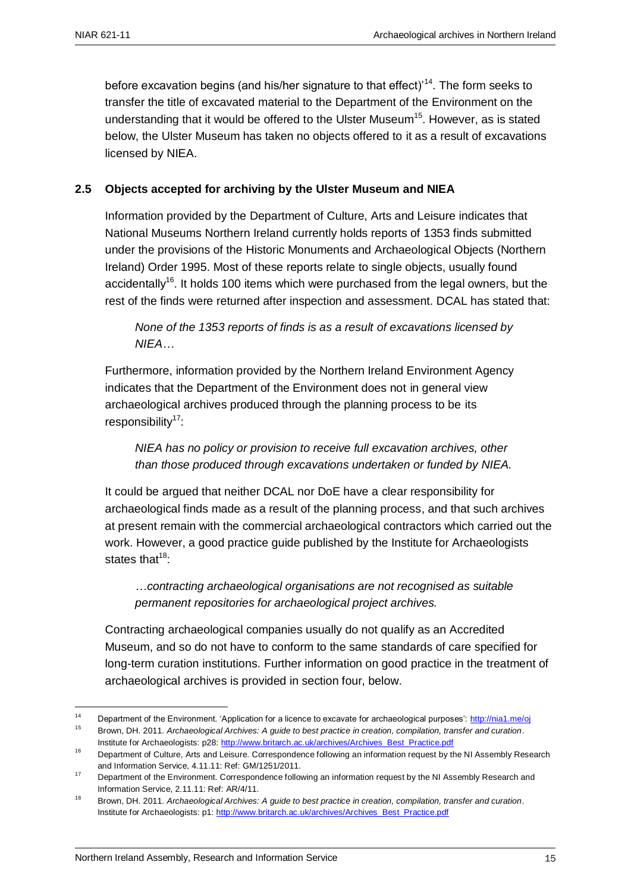before excavation begins (and his/her signature to that effect)'[14]. The form seeks to transfer the title of excavated material to the Department of the Environment on the understanding that it would be offered to the Ulster Museum[15]. However, as is stated below, the Ulster Museum has taken no objects offered to it as a result of excavations licensed by NIEA.

## 2.5 Objects accepted for archiving by the Ulster Museum and NIEA

Information provided by the Department of Culture, Arts and Leisure indicates that National Museums Northern Ireland currently holds reports of 1353 finds submitted under the provisions of the Historic Monuments and Archaeological Objects (Northern Ireland) Order 1995. Most of these reports relate to single objects, usually found accidentally[16]. It holds 100 items which were purchased from the legal owners, but the rest of the finds were returned after inspection and assessment. DCAL has stated that:

> *None of the 1353 reports of finds is as a result of excavations licensed by NIEA…*

Furthermore, information provided by the Northern Ireland Environment Agency indicates that the Department of the Environment does not in general view archaeological archives produced through the planning process to be its responsibility[17]:

> *NIEA has no policy or provision to receive full excavation archives, other than those produced through excavations undertaken or funded by NIEA.*

It could be argued that neither DCAL nor DoE have a clear responsibility for archaeological finds made as a result of the planning process, and that such archives at present remain with the commercial archaeological contractors which carried out the work. However, a good practice guide published by the Institute for Archaeologists states that[18]:

> *…contracting archaeological organisations are not recognised as suitable permanent repositories for archaeological project archives.*

Contracting archaeological companies usually do not qualify as an Accredited Museum, and so do not have to conform to the same standards of care specified for long-term curation institutions. Further information on good practice in the treatment of archaeological archives is provided in section four, below.

---

[14] Department of the Environment. 'Application for a licence to excavate for archaeological purposes': http://nia1.me/oj

[15] Brown, DH. 2011. *Archaeological Archives: A guide to best practice in creation, compilation, transfer and curation*. Institute for Archaeologists: p28: http://www.britarch.ac.uk/archives/Archives_Best_Practice.pdf

[16] Department of Culture, Arts and Leisure. Correspondence following an information request by the NI Assembly Research and Information Service, 4.11.11: Ref: GM/1251/2011.

[17] Department of the Environment. Correspondence following an information request by the NI Assembly Research and Information Service, 2.11.11: Ref: AR/4/11.

[18] Brown, DH. 2011. *Archaeological Archives: A guide to best practice in creation, compilation, transfer and curation*. Institute for Archaeologists: p1: http://www.britarch.ac.uk/archives/Archives_Best_Practice.pdf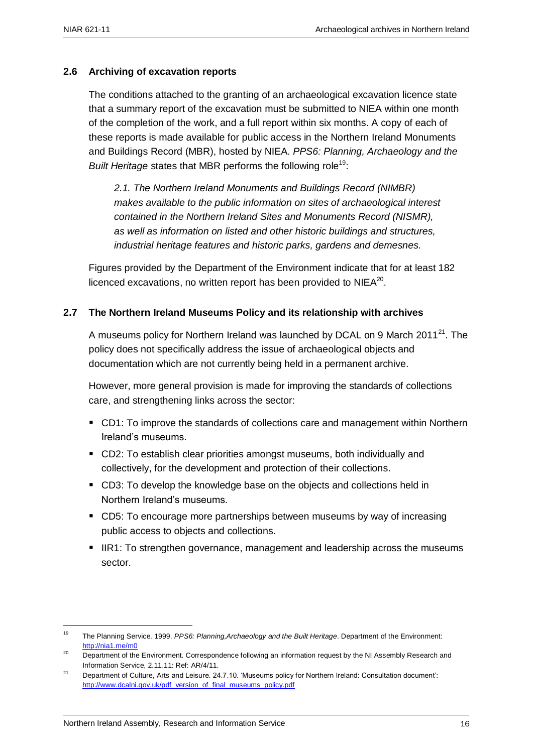### 2.6 Archiving of excavation reports

The conditions attached to the granting of an archaeological excavation licence state that a summary report of the excavation must be submitted to NIEA within one month of the completion of the work, and a full report within six months. A copy of each of these reports is made available for public access in the Northern Ireland Monuments and Buildings Record (MBR), hosted by NIEA. *PPS6: Planning, Archaeology and the Built Heritage* states that MBR performs the following role[19]:

> *2.1. The Northern Ireland Monuments and Buildings Record (NIMBR) makes available to the public information on sites of archaeological interest contained in the Northern Ireland Sites and Monuments Record (NISMR), as well as information on listed and other historic buildings and structures, industrial heritage features and historic parks, gardens and demesnes.*

Figures provided by the Department of the Environment indicate that for at least 182 licenced excavations, no written report has been provided to NIEA[20].

### 2.7 The Northern Ireland Museums Policy and its relationship with archives

A museums policy for Northern Ireland was launched by DCAL on 9 March 2011[21]. The policy does not specifically address the issue of archaeological objects and documentation which are not currently being held in a permanent archive.

However, more general provision is made for improving the standards of collections care, and strengthening links across the sector:

- CD1: To improve the standards of collections care and management within Northern Ireland's museums.
- CD2: To establish clear priorities amongst museums, both individually and collectively, for the development and protection of their collections.
- CD3: To develop the knowledge base on the objects and collections held in Northern Ireland's museums.
- CD5: To encourage more partnerships between museums by way of increasing public access to objects and collections.
- IIR1: To strengthen governance, management and leadership across the museums sector.

---

[19] The Planning Service. 1999. *PPS6: Planning,Archaeology and the Built Heritage*. Department of the Environment: http://nia1.me/m0

[20] Department of the Environment. Correspondence following an information request by the NI Assembly Research and Information Service, 2.11.11: Ref: AR/4/11.

[21] Department of Culture, Arts and Leisure. 24.7.10. 'Museums policy for Northern Ireland: Consultation document': http://www.dcalni.gov.uk/pdf_version_of_final_museums_policy.pdf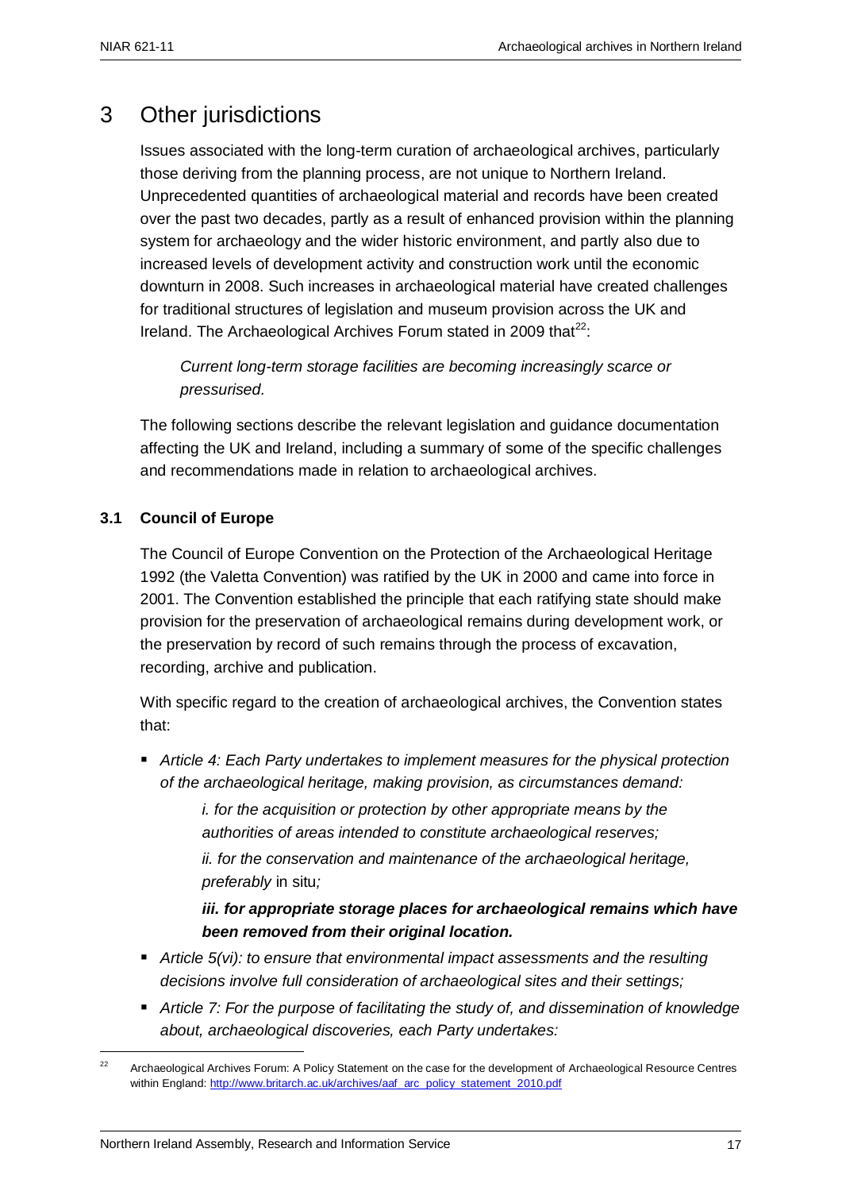# 3 Other jurisdictions

Issues associated with the long-term curation of archaeological archives, particularly those deriving from the planning process, are not unique to Northern Ireland. Unprecedented quantities of archaeological material and records have been created over the past two decades, partly as a result of enhanced provision within the planning system for archaeology and the wider historic environment, and partly also due to increased levels of development activity and construction work until the economic downturn in 2008. Such increases in archaeological material have created challenges for traditional structures of legislation and museum provision across the UK and Ireland. The Archaeological Archives Forum stated in 2009 that[22]:

> *Current long-term storage facilities are becoming increasingly scarce or pressurised.*

The following sections describe the relevant legislation and guidance documentation affecting the UK and Ireland, including a summary of some of the specific challenges and recommendations made in relation to archaeological archives.

## 3.1 Council of Europe

The Council of Europe Convention on the Protection of the Archaeological Heritage 1992 (the Valetta Convention) was ratified by the UK in 2000 and came into force in 2001. The Convention established the principle that each ratifying state should make provision for the preservation of archaeological remains during development work, or the preservation by record of such remains through the process of excavation, recording, archive and publication.

With specific regard to the creation of archaeological archives, the Convention states that:

- *Article 4: Each Party undertakes to implement measures for the physical protection of the archaeological heritage, making provision, as circumstances demand:*

  > *i. for the acquisition or protection by other appropriate means by the authorities of areas intended to constitute archaeological reserves;*
  >
  > *ii. for the conservation and maintenance of the archaeological heritage, preferably* in situ*;*
  >
  > ***iii. for appropriate storage places for archaeological remains which have been removed from their original location.***

- *Article 5(vi): to ensure that environmental impact assessments and the resulting decisions involve full consideration of archaeological sites and their settings;*
- *Article 7: For the purpose of facilitating the study of, and dissemination of knowledge about, archaeological discoveries, each Party undertakes:*

---

[22] Archaeological Archives Forum: A Policy Statement on the case for the development of Archaeological Resource Centres within England: http://www.britarch.ac.uk/archives/aaf_arc_policy_statement_2010.pdf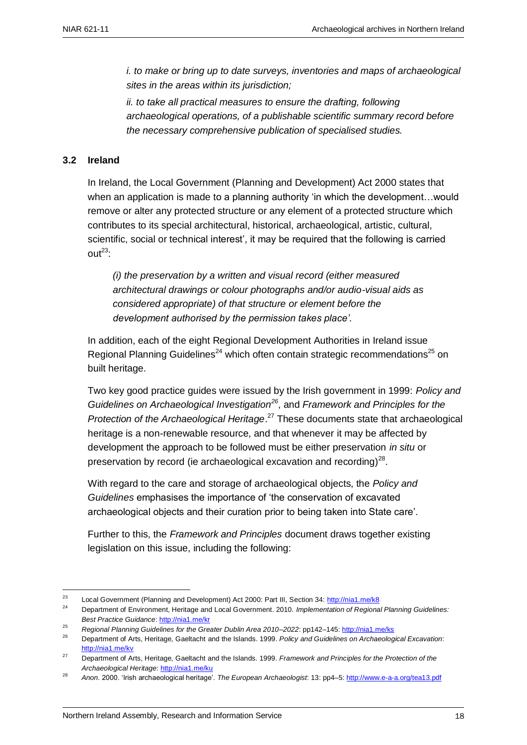*i. to make or bring up to date surveys, inventories and maps of archaeological sites in the areas within its jurisdiction;*

*ii. to take all practical measures to ensure the drafting, following archaeological operations, of a publishable scientific summary record before the necessary comprehensive publication of specialised studies.*

### 3.2 Ireland

In Ireland, the Local Government (Planning and Development) Act 2000 states that when an application is made to a planning authority 'in which the development…would remove or alter any protected structure or any element of a protected structure which contributes to its special architectural, historical, archaeological, artistic, cultural, scientific, social or technical interest', it may be required that the following is carried out[23]:

> *(i) the preservation by a written and visual record (either measured architectural drawings or colour photographs and/or audio-visual aids as considered appropriate) of that structure or element before the development authorised by the permission takes place'.*

In addition, each of the eight Regional Development Authorities in Ireland issue Regional Planning Guidelines[24] which often contain strategic recommendations[25] on built heritage.

Two key good practice guides were issued by the Irish government in 1999: *Policy and Guidelines on Archaeological Investigation*[26], and *Framework and Principles for the Protection of the Archaeological Heritage*.[27] These documents state that archaeological heritage is a non-renewable resource, and that whenever it may be affected by development the approach to be followed must be either preservation *in situ* or preservation by record (ie archaeological excavation and recording)[28].

With regard to the care and storage of archaeological objects, the *Policy and Guidelines* emphasises the importance of 'the conservation of excavated archaeological objects and their curation prior to being taken into State care'.

Further to this, the *Framework and Principles* document draws together existing legislation on this issue, including the following:

---

[23] Local Government (Planning and Development) Act 2000: Part III, Section 34: http://nia1.me/k8

[24] Department of Environment, Heritage and Local Government. 2010. *Implementation of Regional Planning Guidelines: Best Practice Guidance*: http://nia1.me/kr

[25] *Regional Planning Guidelines for the Greater Dublin Area 2010–2022*: pp142–145: http://nia1.me/ks

[26] Department of Arts, Heritage, Gaeltacht and the Islands. 1999. *Policy and Guidelines on Archaeological Excavation*: http://nia1.me/kv

[27] Department of Arts, Heritage, Gaeltacht and the Islands. 1999. *Framework and Principles for the Protection of the Archaeological Heritage*: http://nia1.me/ku

[28] *Anon*. 2000. 'Irish archaeological heritage'. *The European Archaeologist*: 13: pp4–5: http://www.e-a-a.org/tea13.pdf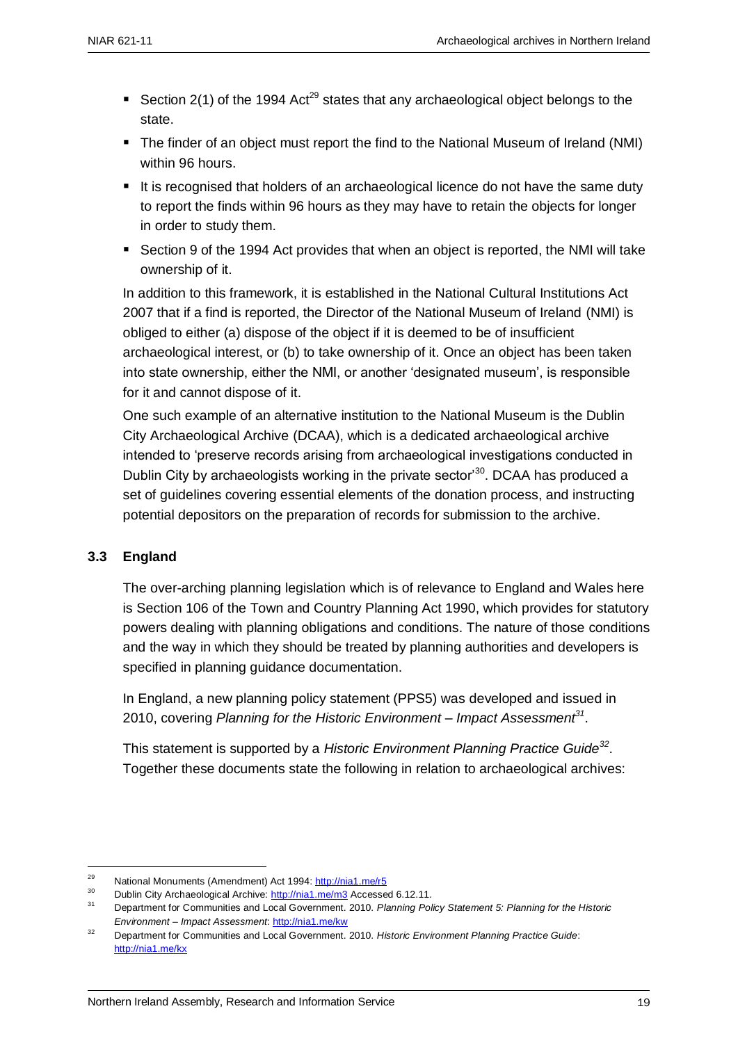- Section 2(1) of the 1994 Act[29] states that any archaeological object belongs to the state.
- The finder of an object must report the find to the National Museum of Ireland (NMI) within 96 hours.
- It is recognised that holders of an archaeological licence do not have the same duty to report the finds within 96 hours as they may have to retain the objects for longer in order to study them.
- Section 9 of the 1994 Act provides that when an object is reported, the NMI will take ownership of it.

In addition to this framework, it is established in the National Cultural Institutions Act 2007 that if a find is reported, the Director of the National Museum of Ireland (NMI) is obliged to either (a) dispose of the object if it is deemed to be of insufficient archaeological interest, or (b) to take ownership of it. Once an object has been taken into state ownership, either the NMI, or another 'designated museum', is responsible for it and cannot dispose of it.

One such example of an alternative institution to the National Museum is the Dublin City Archaeological Archive (DCAA), which is a dedicated archaeological archive intended to 'preserve records arising from archaeological investigations conducted in Dublin City by archaeologists working in the private sector'[30]. DCAA has produced a set of guidelines covering essential elements of the donation process, and instructing potential depositors on the preparation of records for submission to the archive.

### 3.3 England

The over-arching planning legislation which is of relevance to England and Wales here is Section 106 of the Town and Country Planning Act 1990, which provides for statutory powers dealing with planning obligations and conditions. The nature of those conditions and the way in which they should be treated by planning authorities and developers is specified in planning guidance documentation.

In England, a new planning policy statement (PPS5) was developed and issued in 2010, covering *Planning for the Historic Environment – Impact Assessment*[31].

This statement is supported by a *Historic Environment Planning Practice Guide*[32]. Together these documents state the following in relation to archaeological archives:

---

[29] National Monuments (Amendment) Act 1994: http://nia1.me/r5

[30] Dublin City Archaeological Archive: http://nia1.me/m3 Accessed 6.12.11.

[31] Department for Communities and Local Government. 2010. *Planning Policy Statement 5: Planning for the Historic Environment – Impact Assessment*: http://nia1.me/kw

[32] Department for Communities and Local Government. 2010. *Historic Environment Planning Practice Guide*: http://nia1.me/kx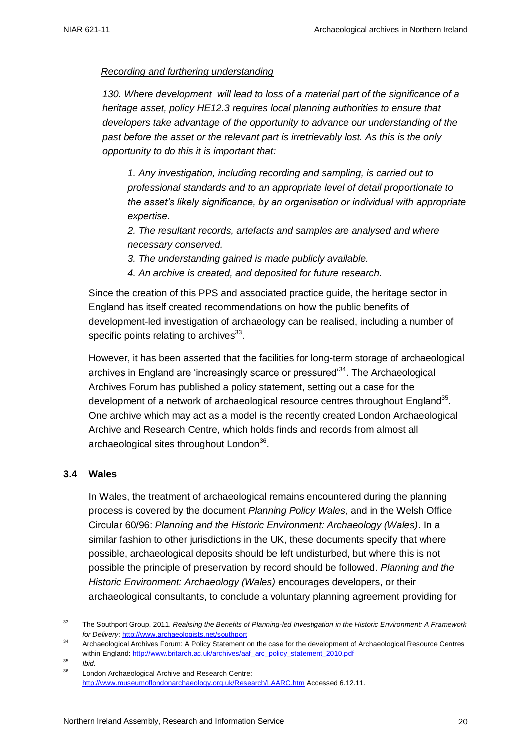*Recording and furthering understanding*

*130. Where development will lead to loss of a material part of the significance of a heritage asset, policy HE12.3 requires local planning authorities to ensure that developers take advantage of the opportunity to advance our understanding of the past before the asset or the relevant part is irretrievably lost. As this is the only opportunity to do this it is important that:*

> *1. Any investigation, including recording and sampling, is carried out to professional standards and to an appropriate level of detail proportionate to the asset's likely significance, by an organisation or individual with appropriate expertise.*
>
> *2. The resultant records, artefacts and samples are analysed and where necessary conserved.*
>
> *3. The understanding gained is made publicly available.*
>
> *4. An archive is created, and deposited for future research.*

Since the creation of this PPS and associated practice guide, the heritage sector in England has itself created recommendations on how the public benefits of development-led investigation of archaeology can be realised, including a number of specific points relating to archives[33].

However, it has been asserted that the facilities for long-term storage of archaeological archives in England are 'increasingly scarce or pressured'[34]. The Archaeological Archives Forum has published a policy statement, setting out a case for the development of a network of archaeological resource centres throughout England[35]. One archive which may act as a model is the recently created London Archaeological Archive and Research Centre, which holds finds and records from almost all archaeological sites throughout London[36].

### 3.4 Wales

In Wales, the treatment of archaeological remains encountered during the planning process is covered by the document *Planning Policy Wales*, and in the Welsh Office Circular 60/96: *Planning and the Historic Environment: Archaeology (Wales)*. In a similar fashion to other jurisdictions in the UK, these documents specify that where possible, archaeological deposits should be left undisturbed, but where this is not possible the principle of preservation by record should be followed. *Planning and the Historic Environment: Archaeology (Wales)* encourages developers, or their archaeological consultants, to conclude a voluntary planning agreement providing for

---

[33] The Southport Group. 2011. *Realising the Benefits of Planning-led Investigation in the Historic Environment: A Framework for Delivery*: http://www.archaeologists.net/southport

[34] Archaeological Archives Forum: A Policy Statement on the case for the development of Archaeological Resource Centres within England: http://www.britarch.ac.uk/archives/aaf_arc_policy_statement_2010.pdf

[35] *Ibid*.

[36] London Archaeological Archive and Research Centre: http://www.museumoflondonarchaeology.org.uk/Research/LAARC.htm Accessed 6.12.11.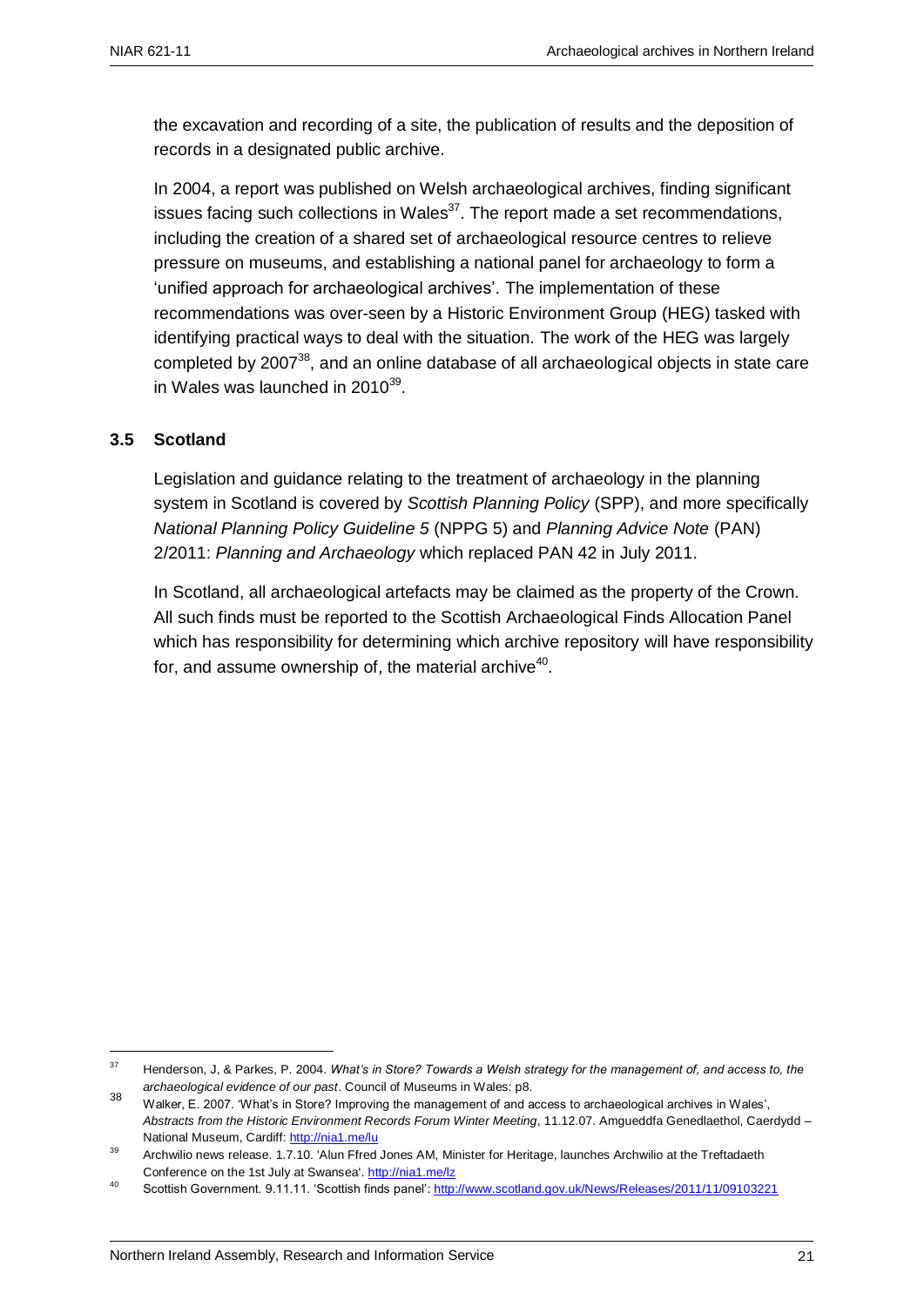the excavation and recording of a site, the publication of results and the deposition of records in a designated public archive.

In 2004, a report was published on Welsh archaeological archives, finding significant issues facing such collections in Wales[37]. The report made a set recommendations, including the creation of a shared set of archaeological resource centres to relieve pressure on museums, and establishing a national panel for archaeology to form a 'unified approach for archaeological archives'. The implementation of these recommendations was over-seen by a Historic Environment Group (HEG) tasked with identifying practical ways to deal with the situation. The work of the HEG was largely completed by 2007[38], and an online database of all archaeological objects in state care in Wales was launched in 2010[39].

### 3.5 Scotland

Legislation and guidance relating to the treatment of archaeology in the planning system in Scotland is covered by *Scottish Planning Policy* (SPP), and more specifically *National Planning Policy Guideline 5* (NPPG 5) and *Planning Advice Note* (PAN) 2/2011: *Planning and Archaeology* which replaced PAN 42 in July 2011.

In Scotland, all archaeological artefacts may be claimed as the property of the Crown. All such finds must be reported to the Scottish Archaeological Finds Allocation Panel which has responsibility for determining which archive repository will have responsibility for, and assume ownership of, the material archive[40].

---

[37] Henderson, J, & Parkes, P. 2004. *What's in Store? Towards a Welsh strategy for the management of, and access to, the archaeological evidence of our past*. Council of Museums in Wales: p8.

[38] Walker, E. 2007. 'What's in Store? Improving the management of and access to archaeological archives in Wales', *Abstracts from the Historic Environment Records Forum Winter Meeting*, 11.12.07. Amgueddfa Genedlaethol, Caerdydd – National Museum, Cardiff: http://nia1.me/lu

[39] Archwilio news release. 1.7.10. 'Alun Ffred Jones AM, Minister for Heritage, launches Archwilio at the Treftadaeth Conference on the 1st July at Swansea'. http://nia1.me/lz

[40] Scottish Government. 9.11.11. 'Scottish finds panel': http://www.scotland.gov.uk/News/Releases/2011/11/09103221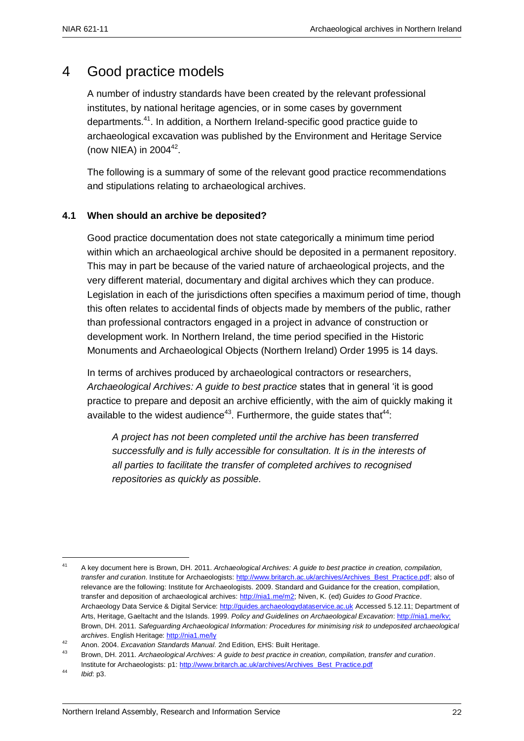# 4 Good practice models

A number of industry standards have been created by the relevant professional institutes, by national heritage agencies, or in some cases by government departments.[41]. In addition, a Northern Ireland-specific good practice guide to archaeological excavation was published by the Environment and Heritage Service (now NIEA) in 2004[42].

The following is a summary of some of the relevant good practice recommendations and stipulations relating to archaeological archives.

### 4.1 When should an archive be deposited?

Good practice documentation does not state categorically a minimum time period within which an archaeological archive should be deposited in a permanent repository. This may in part be because of the varied nature of archaeological projects, and the very different material, documentary and digital archives which they can produce. Legislation in each of the jurisdictions often specifies a maximum period of time, though this often relates to accidental finds of objects made by members of the public, rather than professional contractors engaged in a project in advance of construction or development work. In Northern Ireland, the time period specified in the Historic Monuments and Archaeological Objects (Northern Ireland) Order 1995 is 14 days.

In terms of archives produced by archaeological contractors or researchers, *Archaeological Archives: A guide to best practice* states that in general 'it is good practice to prepare and deposit an archive efficiently, with the aim of quickly making it available to the widest audience[43]. Furthermore, the guide states that[44]:

> *A project has not been completed until the archive has been transferred successfully and is fully accessible for consultation. It is in the interests of all parties to facilitate the transfer of completed archives to recognised repositories as quickly as possible.*

---

[41] A key document here is Brown, DH. 2011. *Archaeological Archives: A guide to best practice in creation, compilation, transfer and curation*. Institute for Archaeologists: http://www.britarch.ac.uk/archives/Archives_Best_Practice.pdf; also of relevance are the following: Institute for Archaeologists. 2009. Standard and Guidance for the creation, compilation, transfer and deposition of archaeological archives: http://nia1.me/m2; Niven, K. (ed) *Guides to Good Practice*. Archaeology Data Service & Digital Service: http://guides.archaeologydataservice.ac.uk Accessed 5.12.11; Department of Arts, Heritage, Gaeltacht and the Islands. 1999. *Policy and Guidelines on Archaeological Excavation*: http://nia1.me/kv; Brown, DH. 2011. *Safeguarding Archaeological Information: Procedures for minimising risk to undeposited archaeological archives*. English Heritage: http://nia1.me/ly

[42] Anon. 2004. *Excavation Standards Manual*. 2nd Edition, EHS: Built Heritage.

[43] Brown, DH. 2011. *Archaeological Archives: A guide to best practice in creation, compilation, transfer and curation*. Institute for Archaeologists: p1: http://www.britarch.ac.uk/archives/Archives_Best_Practice.pdf

[44] *Ibid*: p3.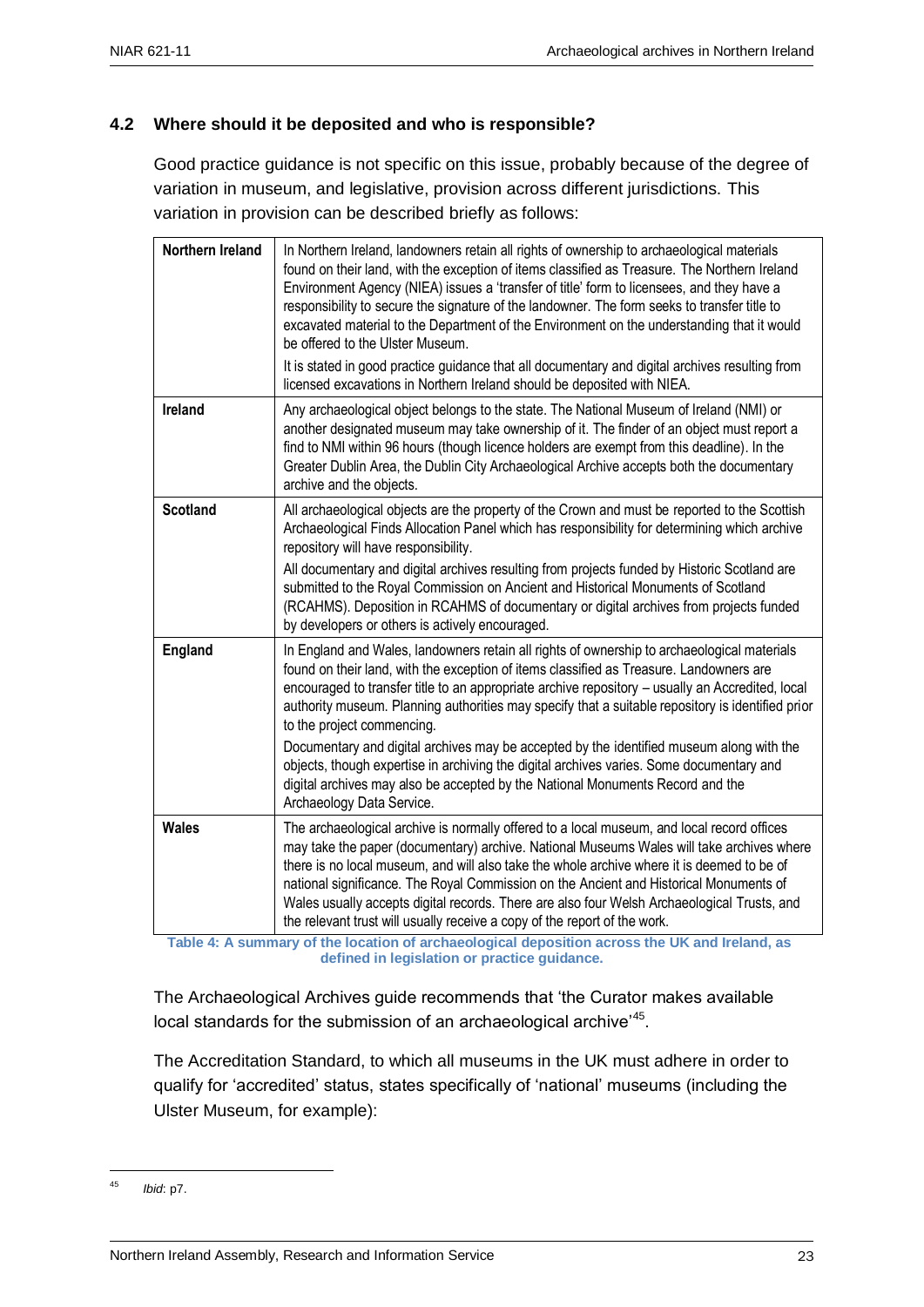### 4.2 Where should it be deposited and who is responsible?

Good practice guidance is not specific on this issue, probably because of the degree of variation in museum, and legislative, provision across different jurisdictions. This variation in provision can be described briefly as follows:

| | |
|---|---|
| **Northern Ireland** | In Northern Ireland, landowners retain all rights of ownership to archaeological materials found on their land, with the exception of items classified as Treasure. The Northern Ireland Environment Agency (NIEA) issues a 'transfer of title' form to licensees, and they have a responsibility to secure the signature of the landowner. The form seeks to transfer title to excavated material to the Department of the Environment on the understanding that it would be offered to the Ulster Museum.<br><br>It is stated in good practice guidance that all documentary and digital archives resulting from licensed excavations in Northern Ireland should be deposited with NIEA. |
| **Ireland** | Any archaeological object belongs to the state. The National Museum of Ireland (NMI) or another designated museum may take ownership of it. The finder of an object must report a find to NMI within 96 hours (though licence holders are exempt from this deadline). In the Greater Dublin Area, the Dublin City Archaeological Archive accepts both the documentary archive and the objects. |
| **Scotland** | All archaeological objects are the property of the Crown and must be reported to the Scottish Archaeological Finds Allocation Panel which has responsibility for determining which archive repository will have responsibility.<br><br>All documentary and digital archives resulting from projects funded by Historic Scotland are submitted to the Royal Commission on Ancient and Historical Monuments of Scotland (RCAHMS). Deposition in RCAHMS of documentary or digital archives from projects funded by developers or others is actively encouraged. |
| **England** | In England and Wales, landowners retain all rights of ownership to archaeological materials found on their land, with the exception of items classified as Treasure. Landowners are encouraged to transfer title to an appropriate archive repository – usually an Accredited, local authority museum. Planning authorities may specify that a suitable repository is identified prior to the project commencing.<br><br>Documentary and digital archives may be accepted by the identified museum along with the objects, though expertise in archiving the digital archives varies. Some documentary and digital archives may also be accepted by the National Monuments Record and the Archaeology Data Service. |
| **Wales** | The archaeological archive is normally offered to a local museum, and local record offices may take the paper (documentary) archive. National Museums Wales will take archives where there is no local museum, and will also take the whole archive where it is deemed to be of national significance. The Royal Commission on the Ancient and Historical Monuments of Wales usually accepts digital records. There are also four Welsh Archaeological Trusts, and the relevant trust will usually receive a copy of the report of the work. |

**Table 4: A summary of the location of archaeological deposition across the UK and Ireland, as defined in legislation or practice guidance.**

The Archaeological Archives guide recommends that 'the Curator makes available local standards for the submission of an archaeological archive'[45].

The Accreditation Standard, to which all museums in the UK must adhere in order to qualify for 'accredited' status, states specifically of 'national' museums (including the Ulster Museum, for example):

---

[45] *Ibid*: p7.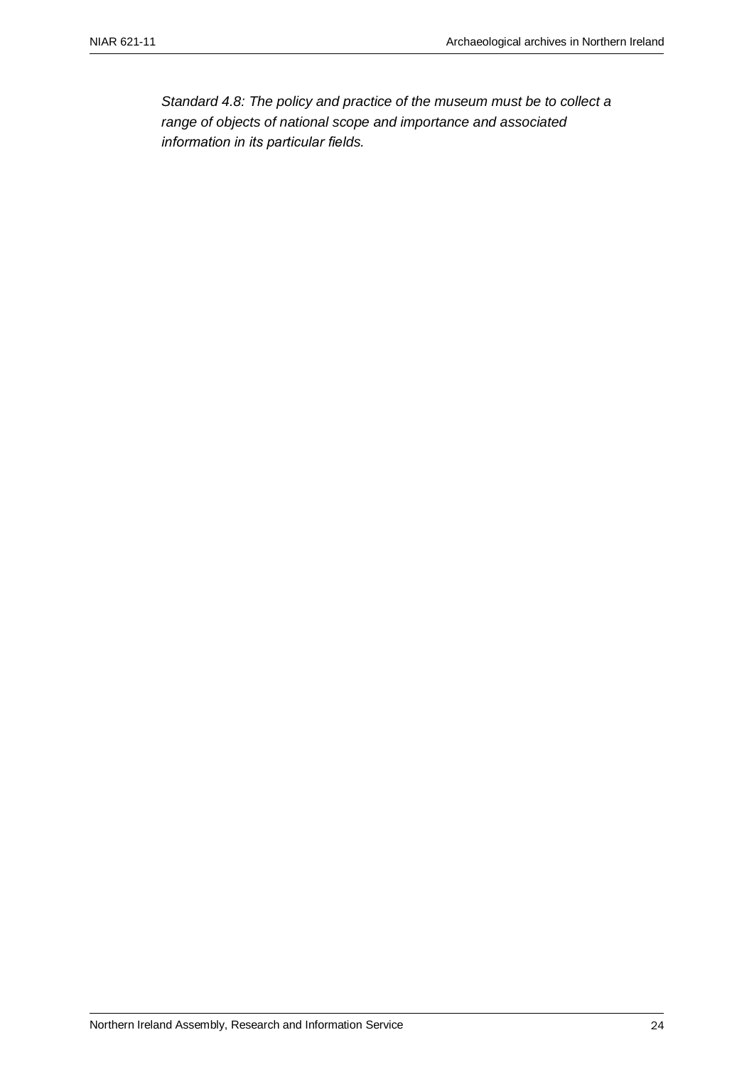*Standard 4.8: The policy and practice of the museum must be to collect a range of objects of national scope and importance and associated information in its particular fields.*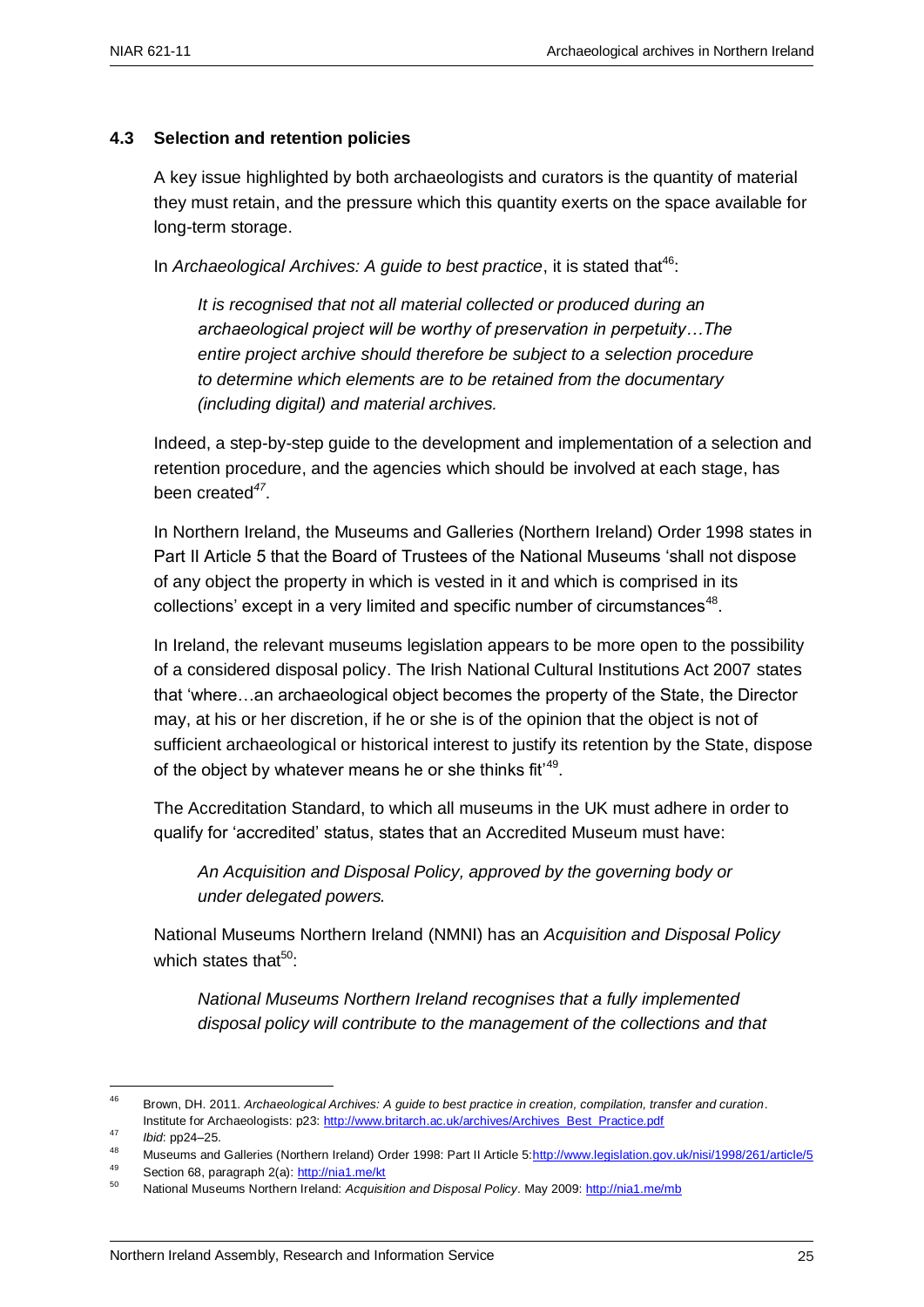### 4.3 Selection and retention policies

A key issue highlighted by both archaeologists and curators is the quantity of material they must retain, and the pressure which this quantity exerts on the space available for long-term storage.

In *Archaeological Archives: A guide to best practice*, it is stated that[46]:

> *It is recognised that not all material collected or produced during an archaeological project will be worthy of preservation in perpetuity…The entire project archive should therefore be subject to a selection procedure to determine which elements are to be retained from the documentary (including digital) and material archives.*

Indeed, a step-by-step guide to the development and implementation of a selection and retention procedure, and the agencies which should be involved at each stage, has been created[47].

In Northern Ireland, the Museums and Galleries (Northern Ireland) Order 1998 states in Part II Article 5 that the Board of Trustees of the National Museums 'shall not dispose of any object the property in which is vested in it and which is comprised in its collections' except in a very limited and specific number of circumstances[48].

In Ireland, the relevant museums legislation appears to be more open to the possibility of a considered disposal policy. The Irish National Cultural Institutions Act 2007 states that 'where…an archaeological object becomes the property of the State, the Director may, at his or her discretion, if he or she is of the opinion that the object is not of sufficient archaeological or historical interest to justify its retention by the State, dispose of the object by whatever means he or she thinks fit'[49].

The Accreditation Standard, to which all museums in the UK must adhere in order to qualify for 'accredited' status, states that an Accredited Museum must have:

> *An Acquisition and Disposal Policy, approved by the governing body or under delegated powers.*

National Museums Northern Ireland (NMNI) has an *Acquisition and Disposal Policy* which states that[50]:

> *National Museums Northern Ireland recognises that a fully implemented disposal policy will contribute to the management of the collections and that*

---

[46] Brown, DH. 2011. *Archaeological Archives: A guide to best practice in creation, compilation, transfer and curation*. Institute for Archaeologists: p23: http://www.britarch.ac.uk/archives/Archives_Best_Practice.pdf

[47] *Ibid*: pp24–25.

[48] Museums and Galleries (Northern Ireland) Order 1998: Part II Article 5:http://www.legislation.gov.uk/nisi/1998/261/article/5

[49] Section 68, paragraph 2(a): http://nia1.me/kt

[50] National Museums Northern Ireland: *Acquisition and Disposal Policy*. May 2009: http://nia1.me/mb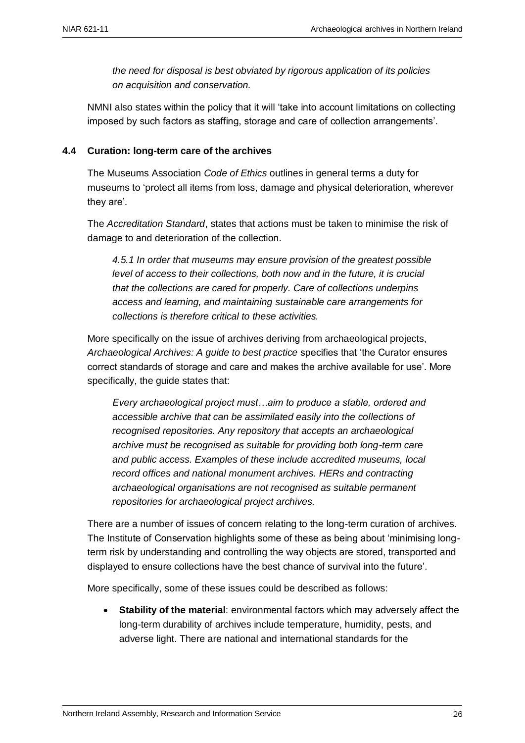*the need for disposal is best obviated by rigorous application of its policies on acquisition and conservation.*

NMNI also states within the policy that it will 'take into account limitations on collecting imposed by such factors as staffing, storage and care of collection arrangements'.

### 4.4 Curation: long-term care of the archives

The Museums Association *Code of Ethics* outlines in general terms a duty for museums to 'protect all items from loss, damage and physical deterioration, wherever they are'.

The *Accreditation Standard*, states that actions must be taken to minimise the risk of damage to and deterioration of the collection.

> *4.5.1 In order that museums may ensure provision of the greatest possible level of access to their collections, both now and in the future, it is crucial that the collections are cared for properly. Care of collections underpins access and learning, and maintaining sustainable care arrangements for collections is therefore critical to these activities.*

More specifically on the issue of archives deriving from archaeological projects, *Archaeological Archives: A guide to best practice* specifies that 'the Curator ensures correct standards of storage and care and makes the archive available for use'. More specifically, the guide states that:

> *Every archaeological project must…aim to produce a stable, ordered and accessible archive that can be assimilated easily into the collections of recognised repositories. Any repository that accepts an archaeological archive must be recognised as suitable for providing both long-term care and public access. Examples of these include accredited museums, local record offices and national monument archives. HERs and contracting archaeological organisations are not recognised as suitable permanent repositories for archaeological project archives.*

There are a number of issues of concern relating to the long-term curation of archives. The Institute of Conservation highlights some of these as being about 'minimising long-term risk by understanding and controlling the way objects are stored, transported and displayed to ensure collections have the best chance of survival into the future'.

More specifically, some of these issues could be described as follows:

- **Stability of the material**: environmental factors which may adversely affect the long-term durability of archives include temperature, humidity, pests, and adverse light. There are national and international standards for the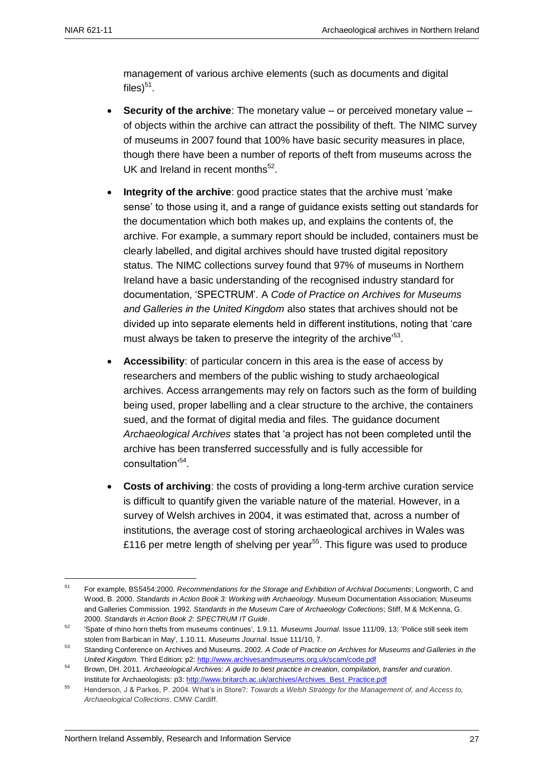management of various archive elements (such as documents and digital files)[51].

- **Security of the archive**: The monetary value – or perceived monetary value – of objects within the archive can attract the possibility of theft. The NIMC survey of museums in 2007 found that 100% have basic security measures in place, though there have been a number of reports of theft from museums across the UK and Ireland in recent months[52].

- **Integrity of the archive**: good practice states that the archive must 'make sense' to those using it, and a range of guidance exists setting out standards for the documentation which both makes up, and explains the contents of, the archive. For example, a summary report should be included, containers must be clearly labelled, and digital archives should have trusted digital repository status. The NIMC collections survey found that 97% of museums in Northern Ireland have a basic understanding of the recognised industry standard for documentation, 'SPECTRUM'. A *Code of Practice on Archives for Museums and Galleries in the United Kingdom* also states that archives should not be divided up into separate elements held in different institutions, noting that 'care must always be taken to preserve the integrity of the archive'[53].

- **Accessibility**: of particular concern in this area is the ease of access by researchers and members of the public wishing to study archaeological archives. Access arrangements may rely on factors such as the form of building being used, proper labelling and a clear structure to the archive, the containers sued, and the format of digital media and files. The guidance document *Archaeological Archives* states that 'a project has not been completed until the archive has been transferred successfully and is fully accessible for consultation'[54].

- **Costs of archiving**: the costs of providing a long-term archive curation service is difficult to quantify given the variable nature of the material. However, in a survey of Welsh archives in 2004, it was estimated that, across a number of institutions, the average cost of storing archaeological archives in Wales was £116 per metre length of shelving per year[55]. This figure was used to produce

---

[51] For example, BS5454:2000. *Recommendations for the Storage and Exhibition of Archival Documents*; Longworth, C and Wood, B. 2000. *Standards in Action Book 3: Working with Archaeology*. Museum Documentation Association; Museums and Galleries Commission. 1992. *Standards in the Museum Care of Archaeology Collections*; Stiff, M & McKenna, G. 2000. *Standards in Action Book 2: SPECTRUM IT Guide*.

[52] 'Spate of rhino horn thefts from museums continues', 1.9.11. *Museums Journal*. Issue 111/09, 13; 'Police still seek item stolen from Barbican in May', 1.10.11. *Museums Journal*. Issue 111/10, 7.

[53] Standing Conference on Archives and Museums. 2002. *A Code of Practice on Archives for Museums and Galleries in the United Kingdom.* Third Edition: p2: http://www.archivesandmuseums.org.uk/scam/code.pdf

[54] Brown, DH. 2011. *Archaeological Archives: A guide to best practice in creation, compilation, transfer and curation*. Institute for Archaeologists: p3: http://www.britarch.ac.uk/archives/Archives_Best_Practice.pdf

[55] Henderson, J & Parkes, P. 2004. What's in Store?: *Towards a Welsh Strategy for the Management of, and Access to, Archaeological Collections*. CMW Cardiff.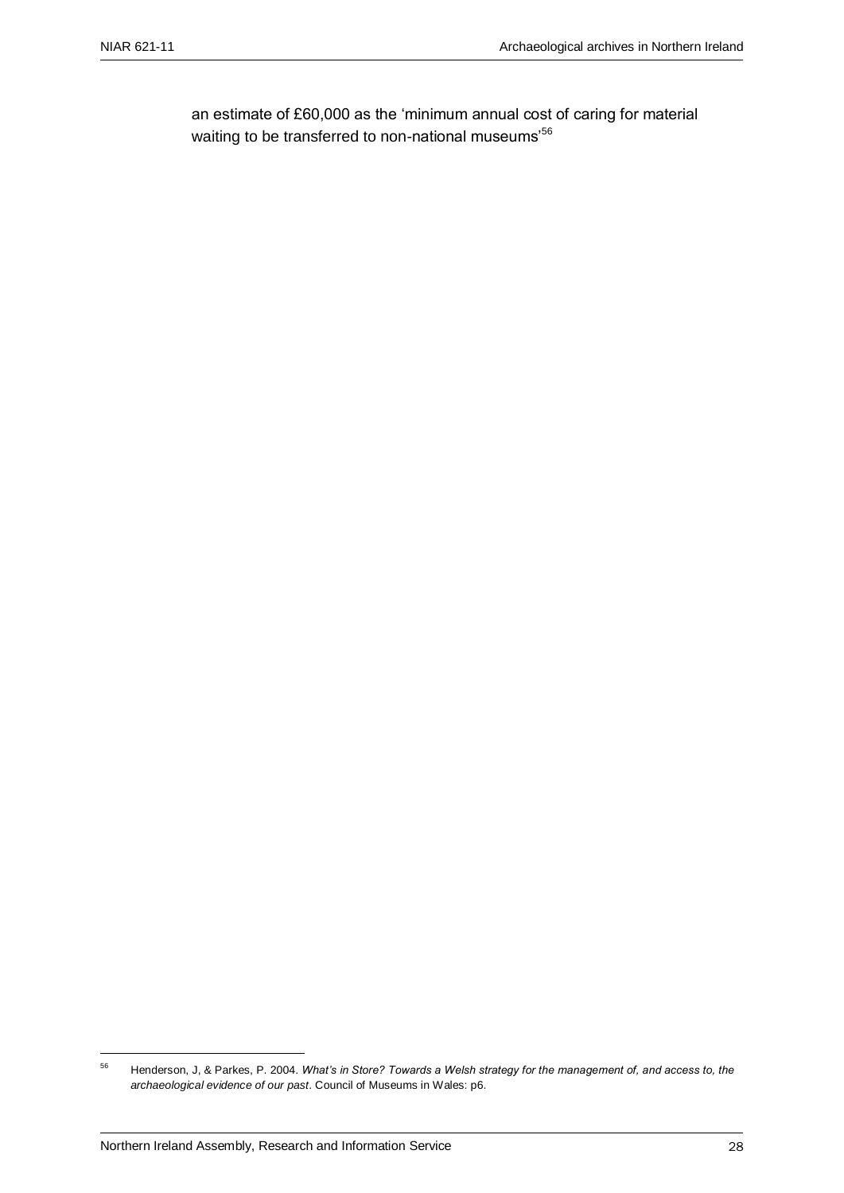an estimate of £60,000 as the 'minimum annual cost of caring for material waiting to be transferred to non-national museums'[56]

[56] Henderson, J, & Parkes, P. 2004. *What's in Store? Towards a Welsh strategy for the management of, and access to, the archaeological evidence of our past*. Council of Museums in Wales: p6.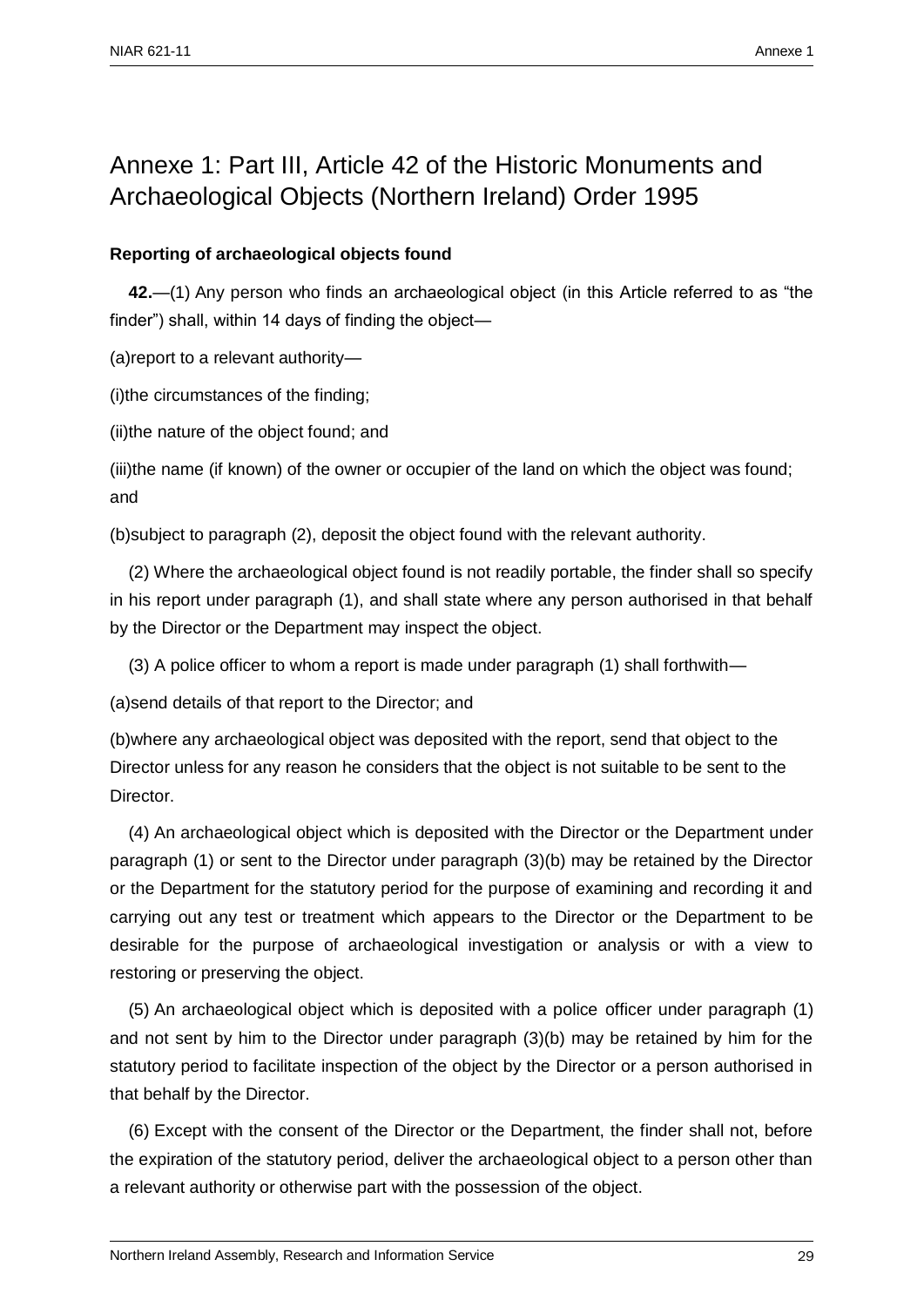# Annexe 1: Part III, Article 42 of the Historic Monuments and Archaeological Objects (Northern Ireland) Order 1995

**Reporting of archaeological objects found**

**42.**—(1) Any person who finds an archaeological object (in this Article referred to as "the finder") shall, within 14 days of finding the object—

(a)report to a relevant authority—

(i)the circumstances of the finding;

(ii)the nature of the object found; and

(iii)the name (if known) of the owner or occupier of the land on which the object was found; and

(b)subject to paragraph (2), deposit the object found with the relevant authority.

(2) Where the archaeological object found is not readily portable, the finder shall so specify in his report under paragraph (1), and shall state where any person authorised in that behalf by the Director or the Department may inspect the object.

(3) A police officer to whom a report is made under paragraph (1) shall forthwith—

(a)send details of that report to the Director; and

(b)where any archaeological object was deposited with the report, send that object to the Director unless for any reason he considers that the object is not suitable to be sent to the Director.

(4) An archaeological object which is deposited with the Director or the Department under paragraph (1) or sent to the Director under paragraph (3)(b) may be retained by the Director or the Department for the statutory period for the purpose of examining and recording it and carrying out any test or treatment which appears to the Director or the Department to be desirable for the purpose of archaeological investigation or analysis or with a view to restoring or preserving the object.

(5) An archaeological object which is deposited with a police officer under paragraph (1) and not sent by him to the Director under paragraph (3)(b) may be retained by him for the statutory period to facilitate inspection of the object by the Director or a person authorised in that behalf by the Director.

(6) Except with the consent of the Director or the Department, the finder shall not, before the expiration of the statutory period, deliver the archaeological object to a person other than a relevant authority or otherwise part with the possession of the object.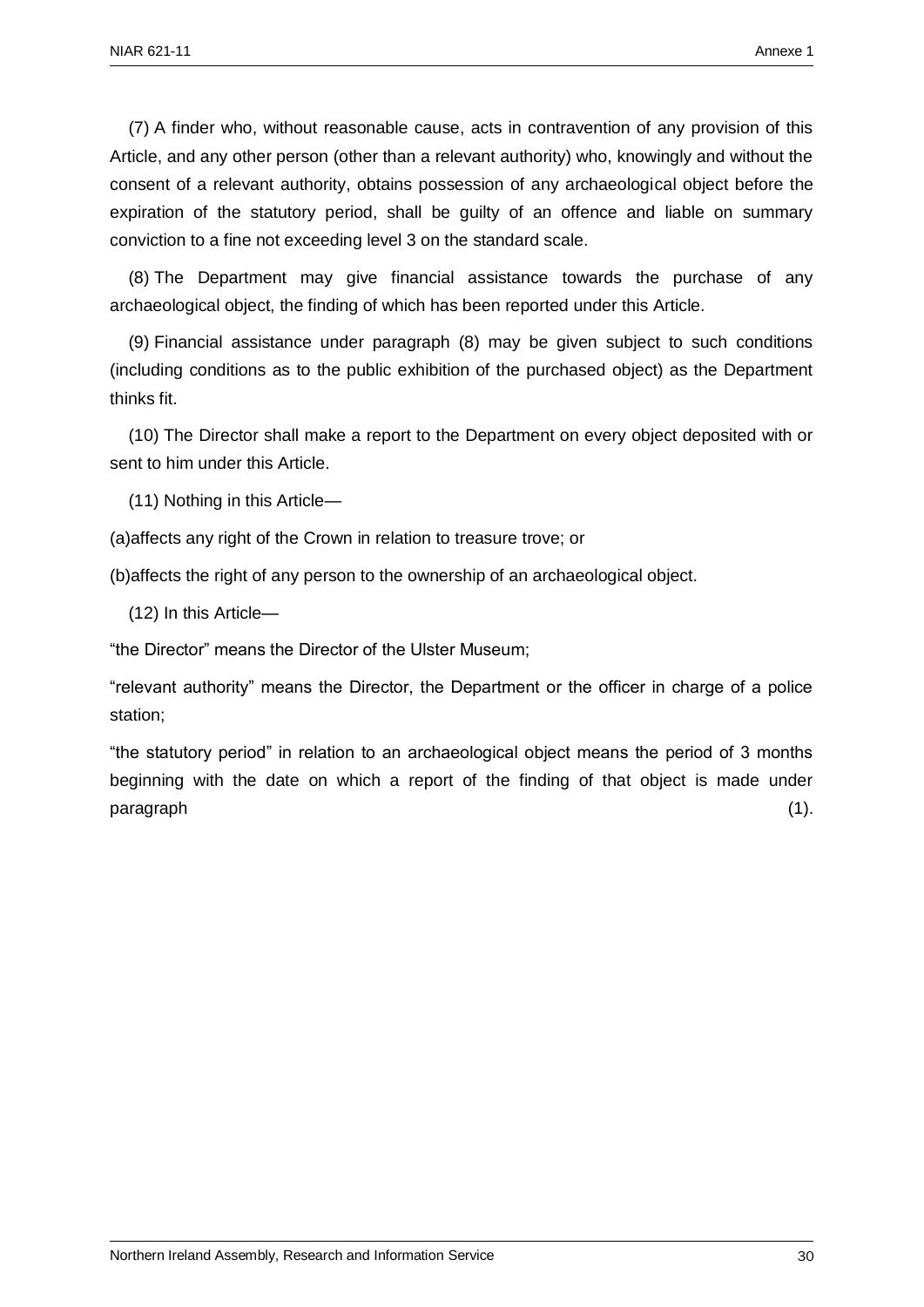(7) A finder who, without reasonable cause, acts in contravention of any provision of this Article, and any other person (other than a relevant authority) who, knowingly and without the consent of a relevant authority, obtains possession of any archaeological object before the expiration of the statutory period, shall be guilty of an offence and liable on summary conviction to a fine not exceeding level 3 on the standard scale.

(8) The Department may give financial assistance towards the purchase of any archaeological object, the finding of which has been reported under this Article.

(9) Financial assistance under paragraph (8) may be given subject to such conditions (including conditions as to the public exhibition of the purchased object) as the Department thinks fit.

(10) The Director shall make a report to the Department on every object deposited with or sent to him under this Article.

(11) Nothing in this Article—

(a)affects any right of the Crown in relation to treasure trove; or

(b)affects the right of any person to the ownership of an archaeological object.

(12) In this Article—

“the Director” means the Director of the Ulster Museum;

“relevant authority” means the Director, the Department or the officer in charge of a police station;

“the statutory period” in relation to an archaeological object means the period of 3 months beginning with the date on which a report of the finding of that object is made under paragraph (1).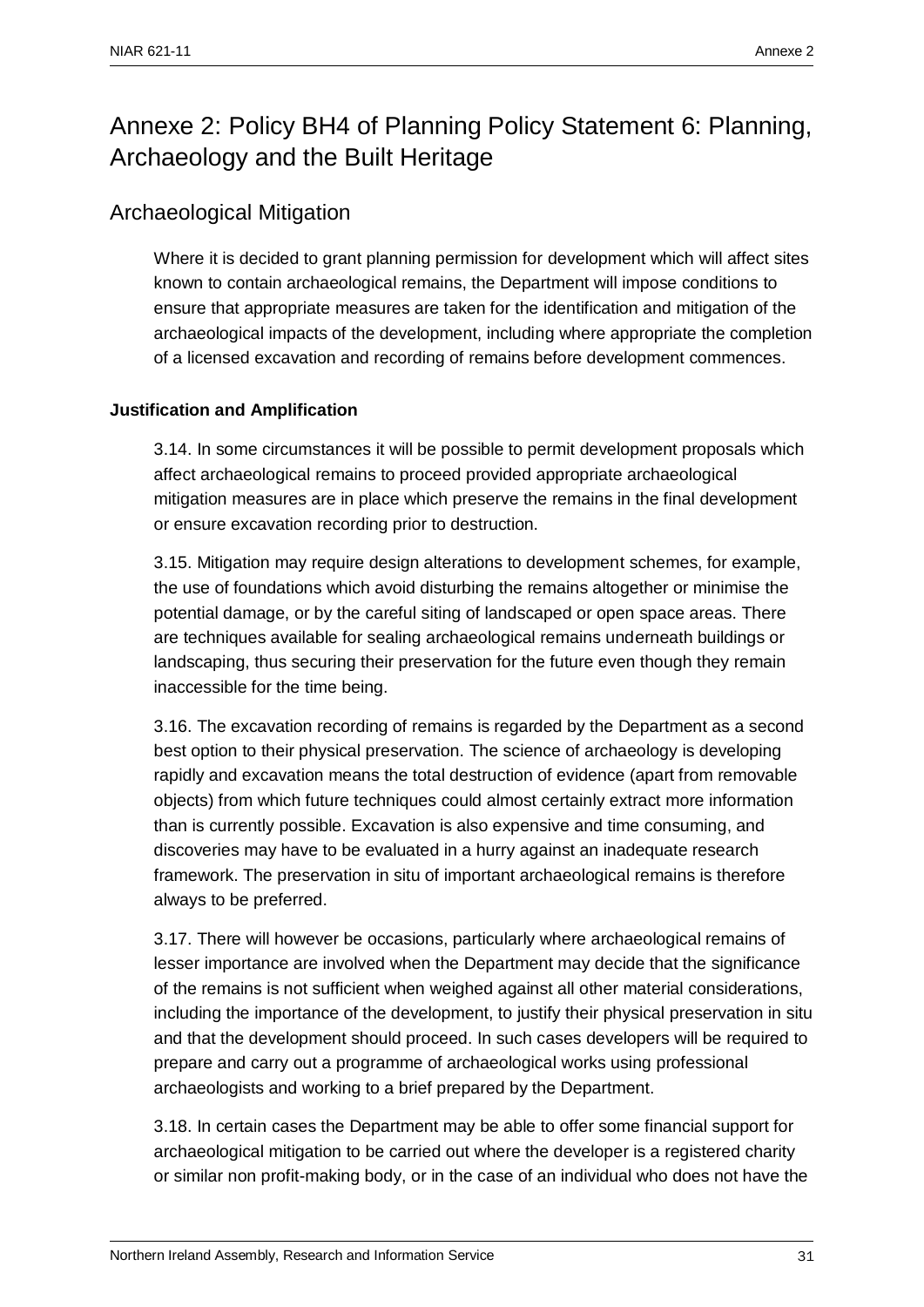# Annexe 2: Policy BH4 of Planning Policy Statement 6: Planning, Archaeology and the Built Heritage

## Archaeological Mitigation

Where it is decided to grant planning permission for development which will affect sites known to contain archaeological remains, the Department will impose conditions to ensure that appropriate measures are taken for the identification and mitigation of the archaeological impacts of the development, including where appropriate the completion of a licensed excavation and recording of remains before development commences.

**Justification and Amplification**

3.14. In some circumstances it will be possible to permit development proposals which affect archaeological remains to proceed provided appropriate archaeological mitigation measures are in place which preserve the remains in the final development or ensure excavation recording prior to destruction.

3.15. Mitigation may require design alterations to development schemes, for example, the use of foundations which avoid disturbing the remains altogether or minimise the potential damage, or by the careful siting of landscaped or open space areas. There are techniques available for sealing archaeological remains underneath buildings or landscaping, thus securing their preservation for the future even though they remain inaccessible for the time being.

3.16. The excavation recording of remains is regarded by the Department as a second best option to their physical preservation. The science of archaeology is developing rapidly and excavation means the total destruction of evidence (apart from removable objects) from which future techniques could almost certainly extract more information than is currently possible. Excavation is also expensive and time consuming, and discoveries may have to be evaluated in a hurry against an inadequate research framework. The preservation in situ of important archaeological remains is therefore always to be preferred.

3.17. There will however be occasions, particularly where archaeological remains of lesser importance are involved when the Department may decide that the significance of the remains is not sufficient when weighed against all other material considerations, including the importance of the development, to justify their physical preservation in situ and that the development should proceed. In such cases developers will be required to prepare and carry out a programme of archaeological works using professional archaeologists and working to a brief prepared by the Department.

3.18. In certain cases the Department may be able to offer some financial support for archaeological mitigation to be carried out where the developer is a registered charity or similar non profit-making body, or in the case of an individual who does not have the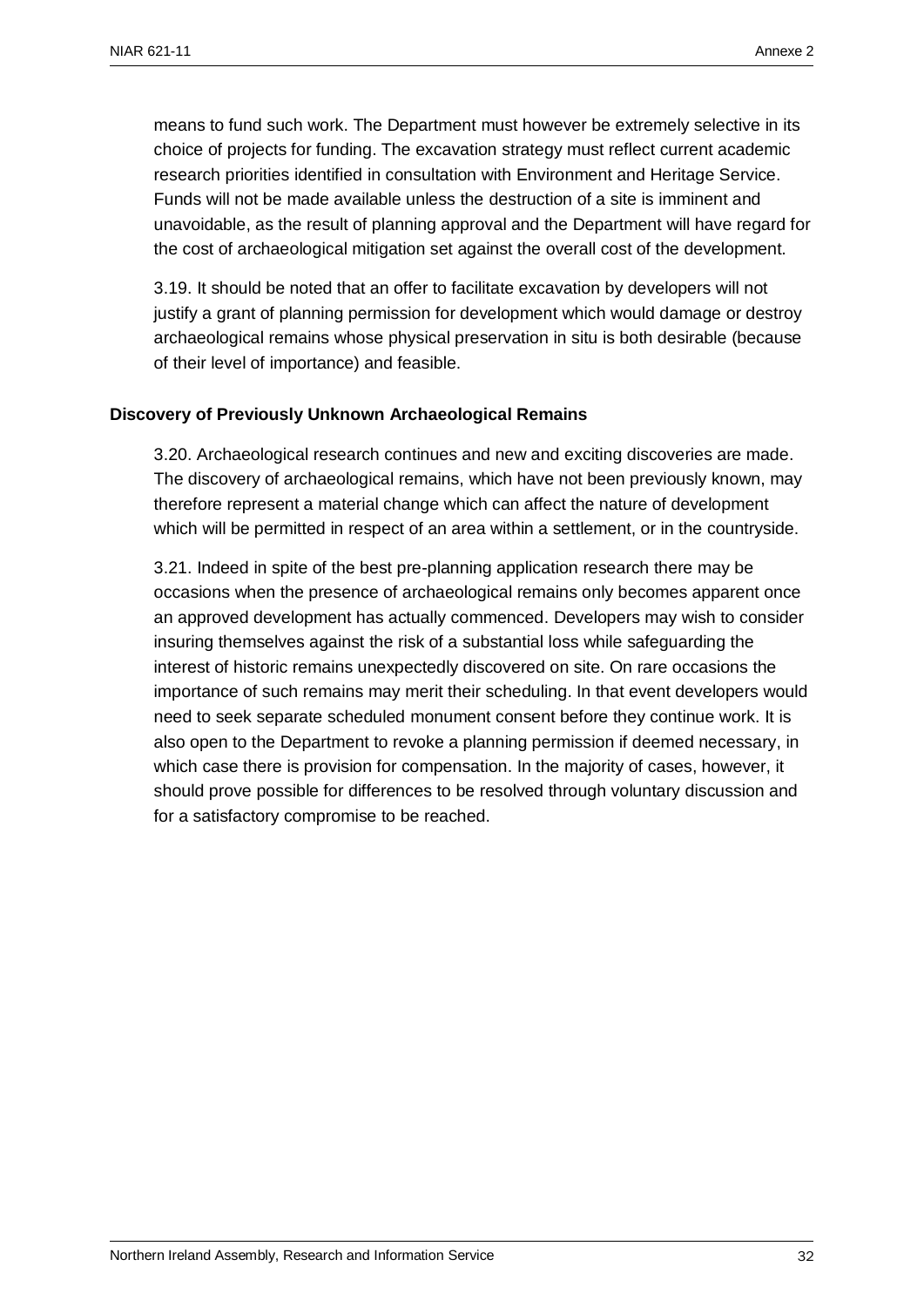means to fund such work. The Department must however be extremely selective in its choice of projects for funding. The excavation strategy must reflect current academic research priorities identified in consultation with Environment and Heritage Service. Funds will not be made available unless the destruction of a site is imminent and unavoidable, as the result of planning approval and the Department will have regard for the cost of archaeological mitigation set against the overall cost of the development.

3.19. It should be noted that an offer to facilitate excavation by developers will not justify a grant of planning permission for development which would damage or destroy archaeological remains whose physical preservation in situ is both desirable (because of their level of importance) and feasible.

**Discovery of Previously Unknown Archaeological Remains**

3.20. Archaeological research continues and new and exciting discoveries are made. The discovery of archaeological remains, which have not been previously known, may therefore represent a material change which can affect the nature of development which will be permitted in respect of an area within a settlement, or in the countryside.

3.21. Indeed in spite of the best pre-planning application research there may be occasions when the presence of archaeological remains only becomes apparent once an approved development has actually commenced. Developers may wish to consider insuring themselves against the risk of a substantial loss while safeguarding the interest of historic remains unexpectedly discovered on site. On rare occasions the importance of such remains may merit their scheduling. In that event developers would need to seek separate scheduled monument consent before they continue work. It is also open to the Department to revoke a planning permission if deemed necessary, in which case there is provision for compensation. In the majority of cases, however, it should prove possible for differences to be resolved through voluntary discussion and for a satisfactory compromise to be reached.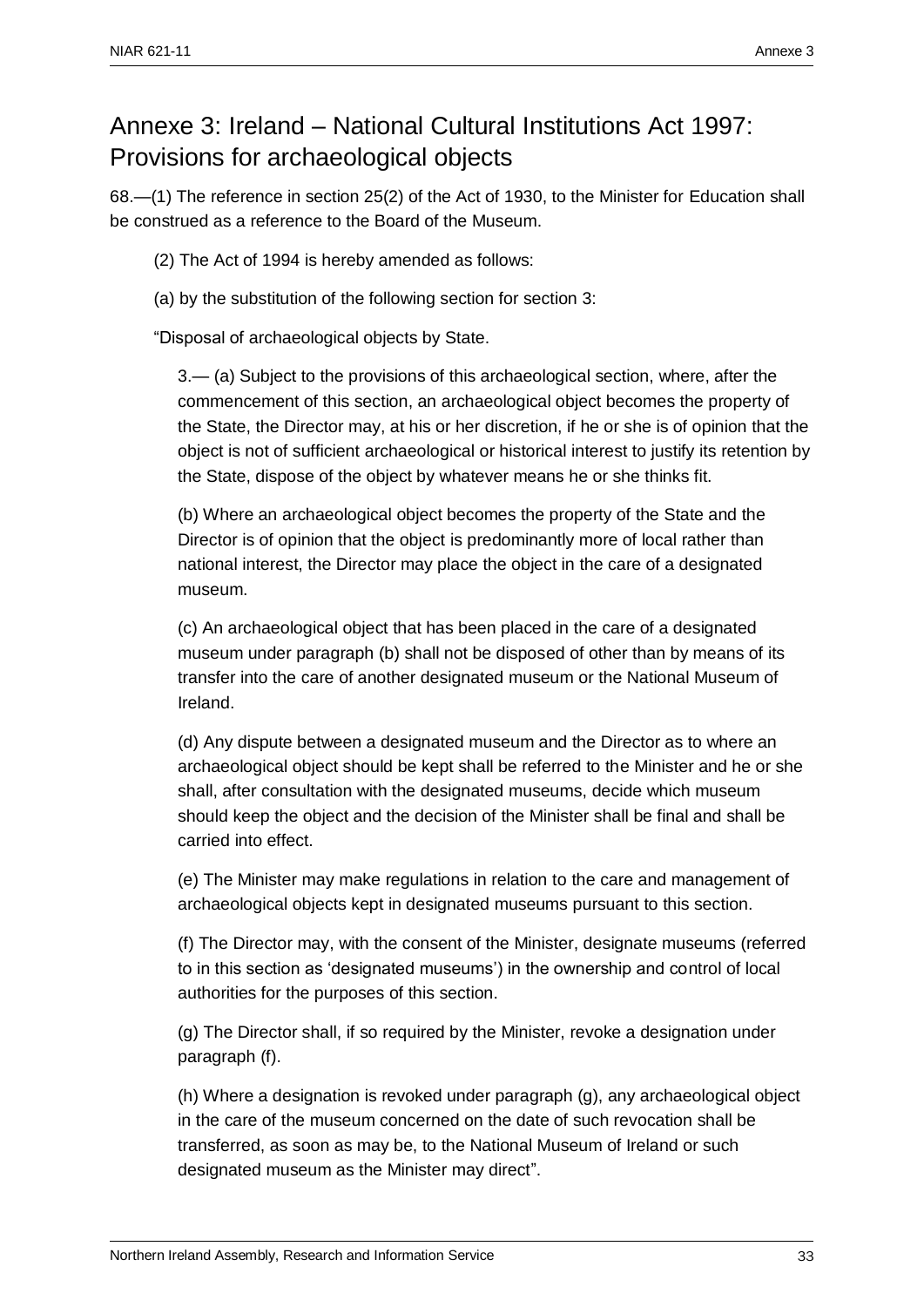# Annexe 3: Ireland – National Cultural Institutions Act 1997: Provisions for archaeological objects

68.—(1) The reference in section 25(2) of the Act of 1930, to the Minister for Education shall be construed as a reference to the Board of the Museum.

(2) The Act of 1994 is hereby amended as follows:

(a) by the substitution of the following section for section 3:

"Disposal of archaeological objects by State.

3.— (a) Subject to the provisions of this archaeological section, where, after the commencement of this section, an archaeological object becomes the property of the State, the Director may, at his or her discretion, if he or she is of opinion that the object is not of sufficient archaeological or historical interest to justify its retention by the State, dispose of the object by whatever means he or she thinks fit.

(b) Where an archaeological object becomes the property of the State and the Director is of opinion that the object is predominantly more of local rather than national interest, the Director may place the object in the care of a designated museum.

(c) An archaeological object that has been placed in the care of a designated museum under paragraph (b) shall not be disposed of other than by means of its transfer into the care of another designated museum or the National Museum of Ireland.

(d) Any dispute between a designated museum and the Director as to where an archaeological object should be kept shall be referred to the Minister and he or she shall, after consultation with the designated museums, decide which museum should keep the object and the decision of the Minister shall be final and shall be carried into effect.

(e) The Minister may make regulations in relation to the care and management of archaeological objects kept in designated museums pursuant to this section.

(f) The Director may, with the consent of the Minister, designate museums (referred to in this section as 'designated museums') in the ownership and control of local authorities for the purposes of this section.

(g) The Director shall, if so required by the Minister, revoke a designation under paragraph (f).

(h) Where a designation is revoked under paragraph (g), any archaeological object in the care of the museum concerned on the date of such revocation shall be transferred, as soon as may be, to the National Museum of Ireland or such designated museum as the Minister may direct".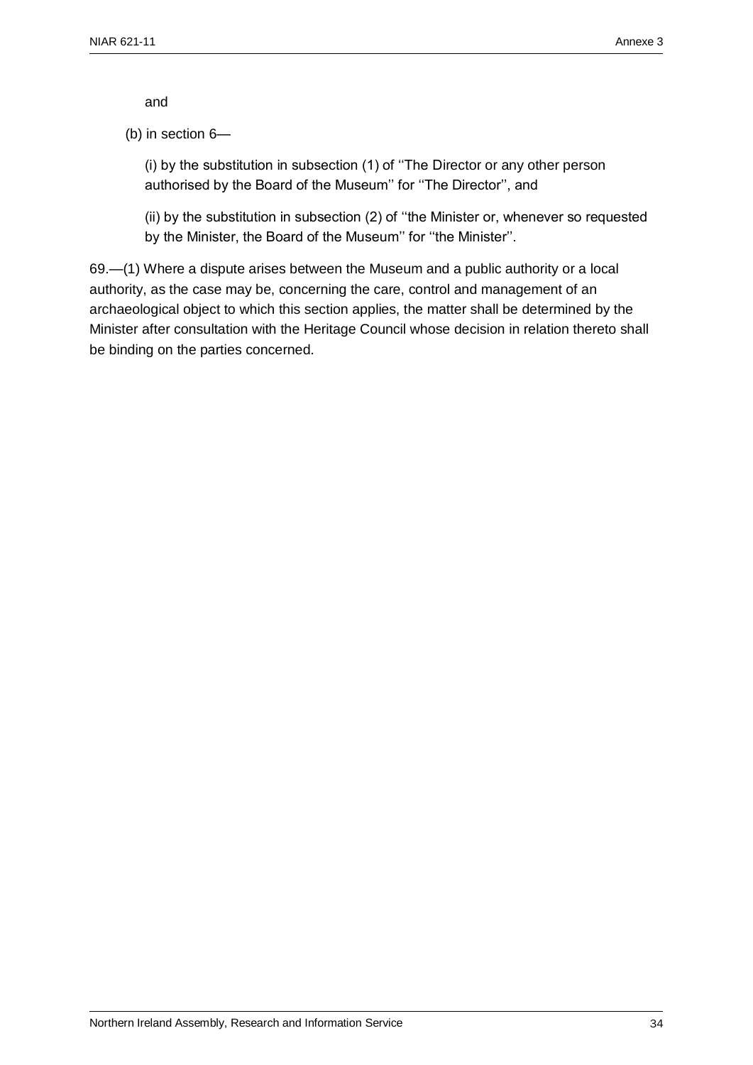and

(b) in section 6—

(i) by the substitution in subsection (1) of ''The Director or any other person authorised by the Board of the Museum'' for ''The Director'', and

(ii) by the substitution in subsection (2) of ''the Minister or, whenever so requested by the Minister, the Board of the Museum'' for ''the Minister''.

69.—(1) Where a dispute arises between the Museum and a public authority or a local authority, as the case may be, concerning the care, control and management of an archaeological object to which this section applies, the matter shall be determined by the Minister after consultation with the Heritage Council whose decision in relation thereto shall be binding on the parties concerned.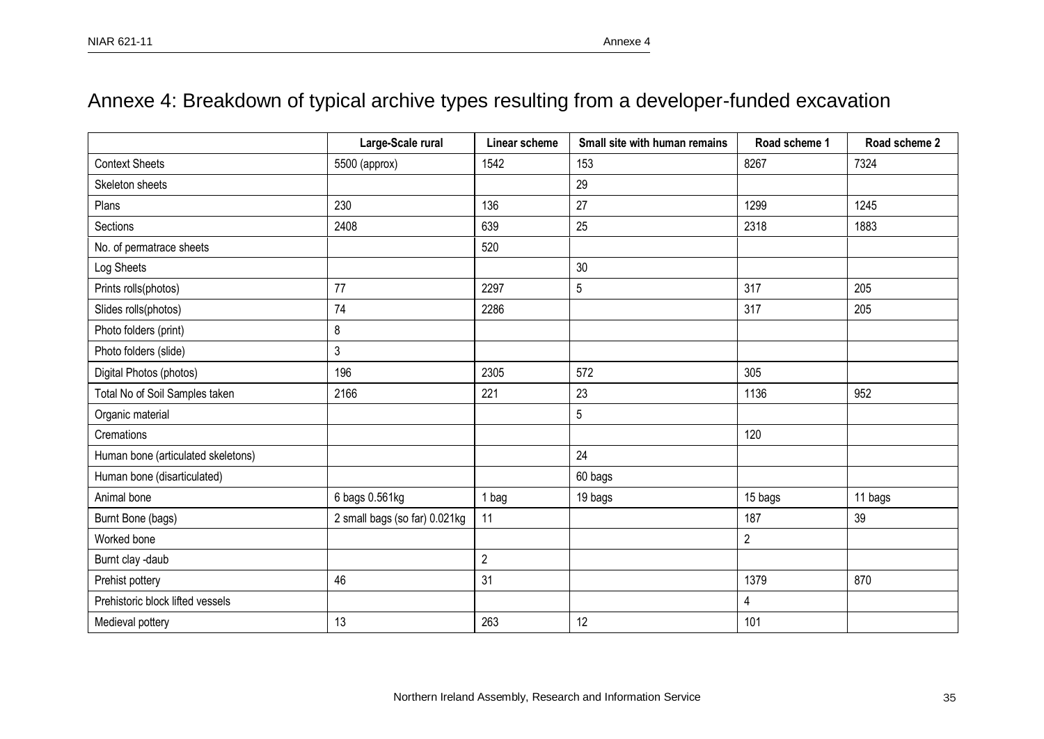# Annexe 4: Breakdown of typical archive types resulting from a developer-funded excavation

| | Large-Scale rural | Linear scheme | Small site with human remains | Road scheme 1 | Road scheme 2 |
|---|---|---|---|---|---|
| Context Sheets | 5500 (approx) | 1542 | 153 | 8267 | 7324 |
| Skeleton sheets | | | 29 | | |
| Plans | 230 | 136 | 27 | 1299 | 1245 |
| Sections | 2408 | 639 | 25 | 2318 | 1883 |
| No. of permatrace sheets | | 520 | | | |
| Log Sheets | | | 30 | | |
| Prints rolls(photos) | 77 | 2297 | 5 | 317 | 205 |
| Slides rolls(photos) | 74 | 2286 | | 317 | 205 |
| Photo folders (print) | 8 | | | | |
| Photo folders (slide) | 3 | | | | |
| Digital Photos (photos) | 196 | 2305 | 572 | 305 | |
| Total No of Soil Samples taken | 2166 | 221 | 23 | 1136 | 952 |
| Organic material | | | 5 | | |
| Cremations | | | | 120 | |
| Human bone (articulated skeletons) | | | 24 | | |
| Human bone (disarticulated) | | | 60 bags | | |
| Animal bone | 6 bags 0.561kg | 1 bag | 19 bags | 15 bags | 11 bags |
| Burnt Bone (bags) | 2 small bags (so far) 0.021kg | 11 | | 187 | 39 |
| Worked bone | | | | 2 | |
| Burnt clay -daub | | 2 | | | |
| Prehist pottery | 46 | 31 | | 1379 | 870 |
| Prehistoric block lifted vessels | | | | 4 | |
| Medieval pottery | 13 | 263 | 12 | 101 | |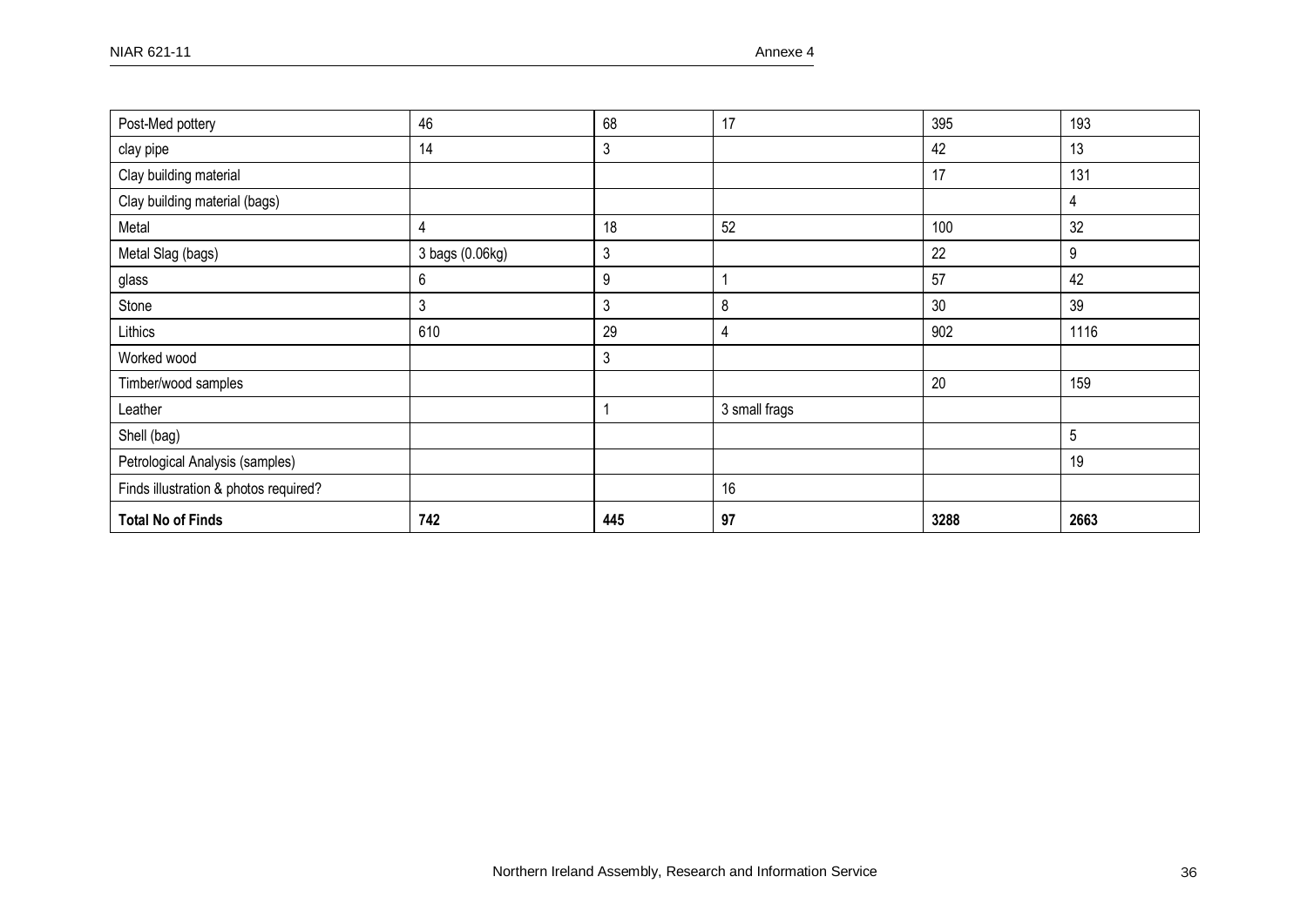| | | | | | |
|---|---|---|---|---|---|
| Post-Med pottery | 46 | 68 | 17 | 395 | 193 |
| clay pipe | 14 | 3 | | 42 | 13 |
| Clay building material | | | | 17 | 131 |
| Clay building material (bags) | | | | | 4 |
| Metal | 4 | 18 | 52 | 100 | 32 |
| Metal Slag (bags) | 3 bags (0.06kg) | 3 | | 22 | 9 |
| glass | 6 | 9 | 1 | 57 | 42 |
| Stone | 3 | 3 | 8 | 30 | 39 |
| Lithics | 610 | 29 | 4 | 902 | 1116 |
| Worked wood | | 3 | | | |
| Timber/wood samples | | | | 20 | 159 |
| Leather | | 1 | 3 small frags | | |
| Shell (bag) | | | | | 5 |
| Petrological Analysis (samples) | | | | | 19 |
| Finds illustration & photos required? | | | 16 | | |
| **Total No of Finds** | **742** | **445** | **97** | **3288** | **2663** |